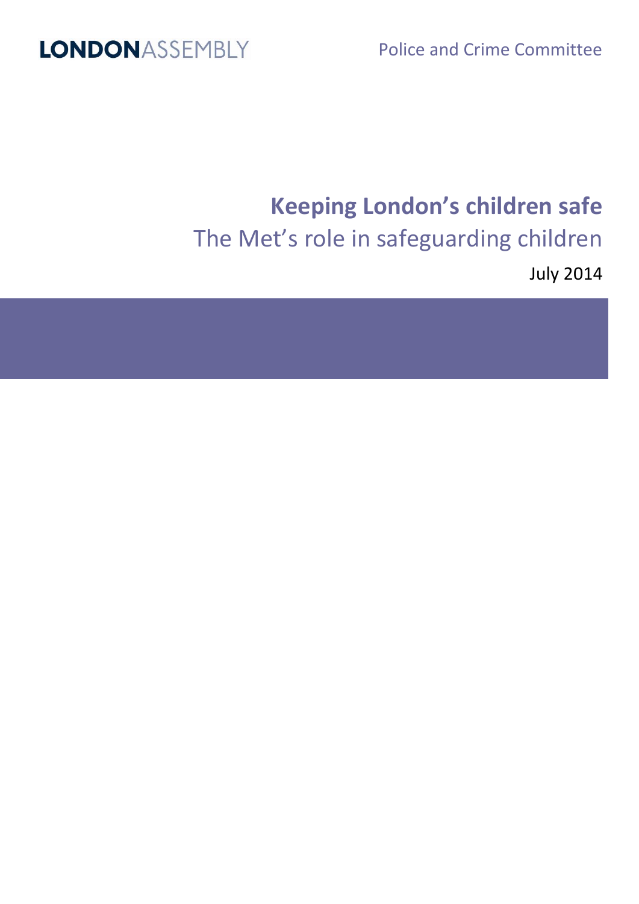LONDONASSEMBLY

Police and Crime Committee

# Keeping London's children safe

## The Met's role in safeguarding children

July 2014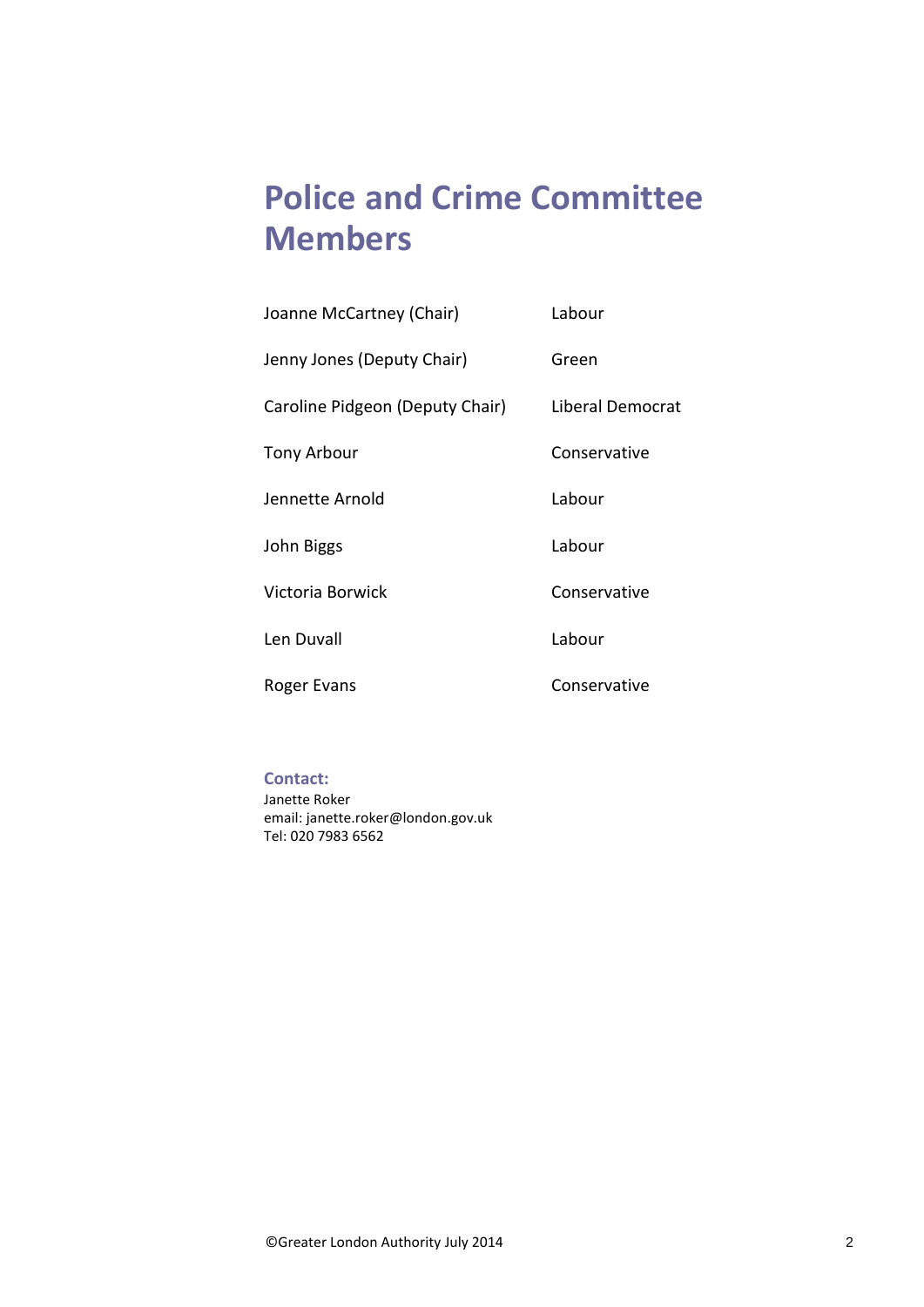# Police and Crime Committee Members

| | |
|---|---|
| Joanne McCartney (Chair) | Labour |
| Jenny Jones (Deputy Chair) | Green |
| Caroline Pidgeon (Deputy Chair) | Liberal Democrat |
| Tony Arbour | Conservative |
| Jennette Arnold | Labour |
| John Biggs | Labour |
| Victoria Borwick | Conservative |
| Len Duvall | Labour |
| Roger Evans | Conservative |

**Contact:**
Janette Roker
email: janette.roker@london.gov.uk
Tel: 020 7983 6562

©Greater London Authority July 2014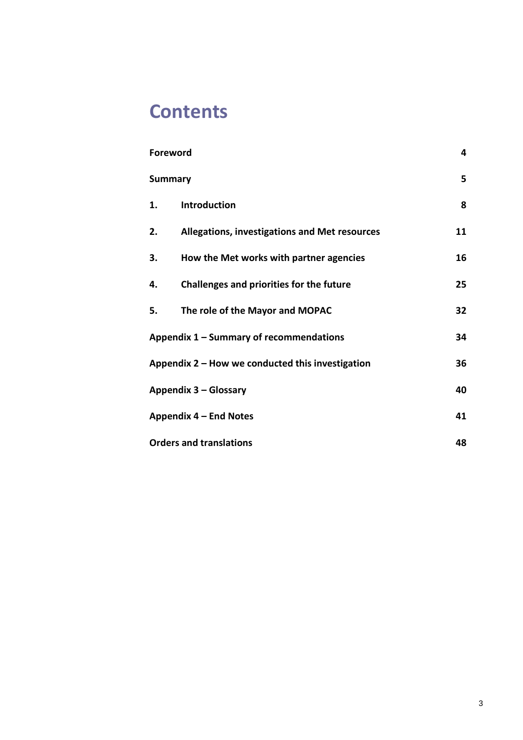# Contents

| | |
|---|---|
| **Foreword** | **4** |
| **Summary** | **5** |
| **1. Introduction** | **8** |
| **2. Allegations, investigations and Met resources** | **11** |
| **3. How the Met works with partner agencies** | **16** |
| **4. Challenges and priorities for the future** | **25** |
| **5. The role of the Mayor and MOPAC** | **32** |
| **Appendix 1 – Summary of recommendations** | **34** |
| **Appendix 2 – How we conducted this investigation** | **36** |
| **Appendix 3 – Glossary** | **40** |
| **Appendix 4 – End Notes** | **41** |
| **Orders and translations** | **48** |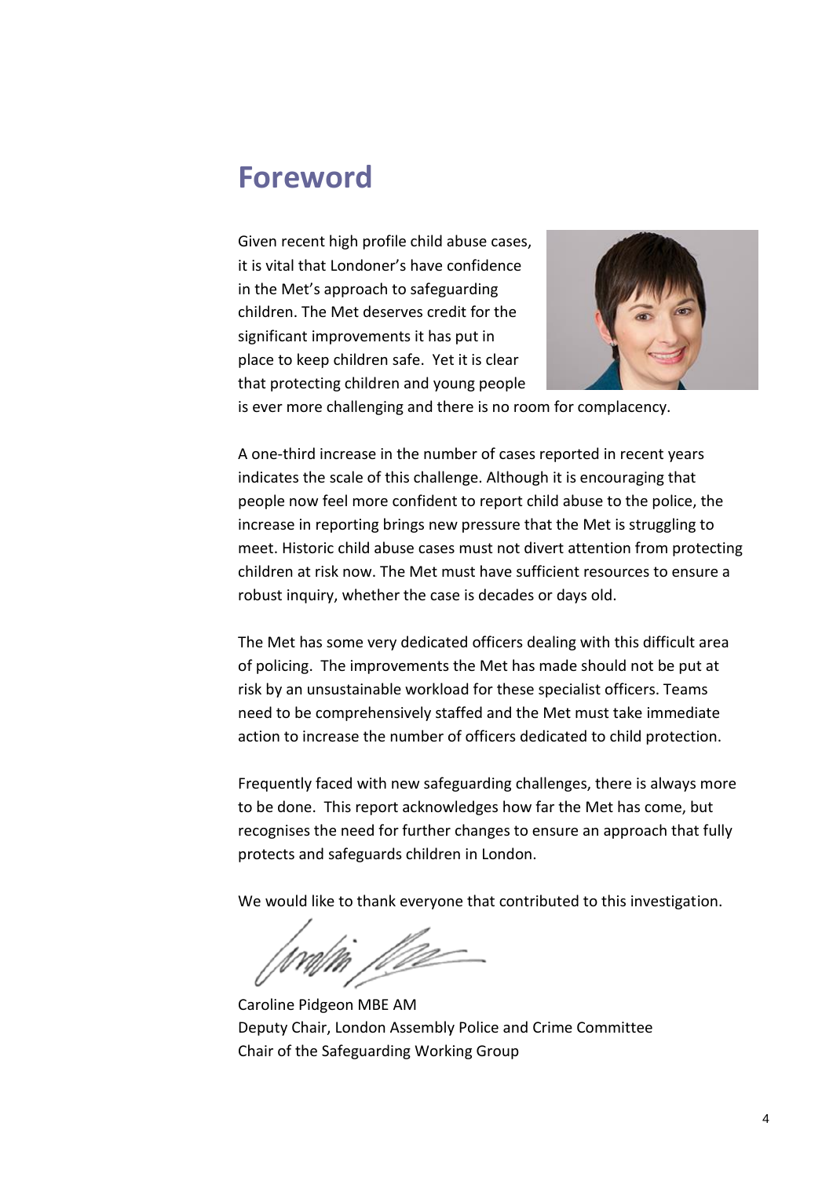# Foreword

Given recent high profile child abuse cases, it is vital that Londoner's have confidence in the Met's approach to safeguarding children. The Met deserves credit for the significant improvements it has put in place to keep children safe. Yet it is clear that protecting children and young people is ever more challenging and there is no room for complacency.

A one-third increase in the number of cases reported in recent years indicates the scale of this challenge. Although it is encouraging that people now feel more confident to report child abuse to the police, the increase in reporting brings new pressure that the Met is struggling to meet. Historic child abuse cases must not divert attention from protecting children at risk now. The Met must have sufficient resources to ensure a robust inquiry, whether the case is decades or days old.

The Met has some very dedicated officers dealing with this difficult area of policing. The improvements the Met has made should not be put at risk by an unsustainable workload for these specialist officers. Teams need to be comprehensively staffed and the Met must take immediate action to increase the number of officers dedicated to child protection.

Frequently faced with new safeguarding challenges, there is always more to be done. This report acknowledges how far the Met has come, but recognises the need for further changes to ensure an approach that fully protects and safeguards children in London.

We would like to thank everyone that contributed to this investigation.

Caroline Pidgeon MBE AM
Deputy Chair, London Assembly Police and Crime Committee
Chair of the Safeguarding Working Group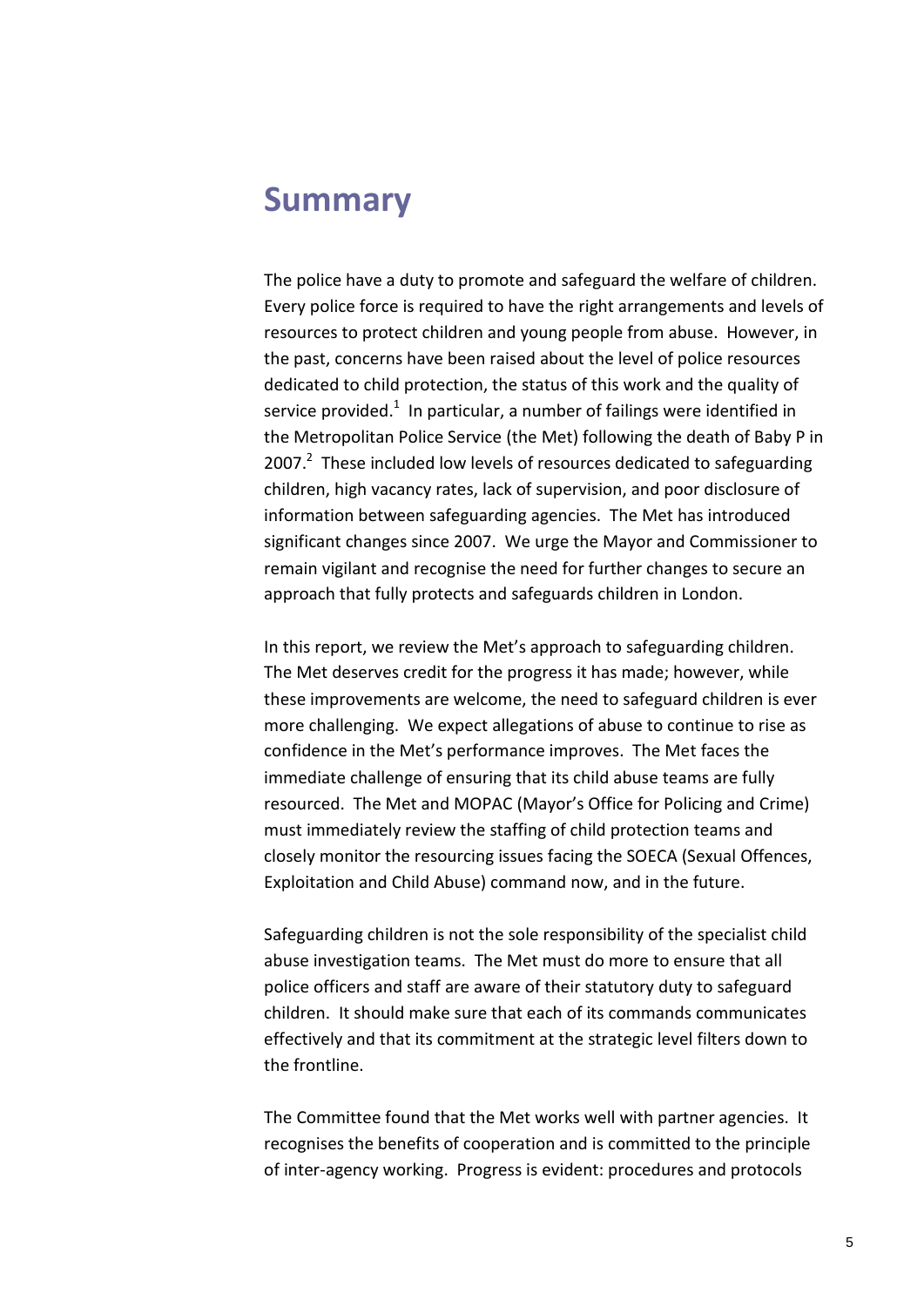# Summary

The police have a duty to promote and safeguard the welfare of children. Every police force is required to have the right arrangements and levels of resources to protect children and young people from abuse. However, in the past, concerns have been raised about the level of police resources dedicated to child protection, the status of this work and the quality of service provided.[1] In particular, a number of failings were identified in the Metropolitan Police Service (the Met) following the death of Baby P in 2007.[2] These included low levels of resources dedicated to safeguarding children, high vacancy rates, lack of supervision, and poor disclosure of information between safeguarding agencies. The Met has introduced significant changes since 2007. We urge the Mayor and Commissioner to remain vigilant and recognise the need for further changes to secure an approach that fully protects and safeguards children in London.

In this report, we review the Met's approach to safeguarding children. The Met deserves credit for the progress it has made; however, while these improvements are welcome, the need to safeguard children is ever more challenging. We expect allegations of abuse to continue to rise as confidence in the Met's performance improves. The Met faces the immediate challenge of ensuring that its child abuse teams are fully resourced. The Met and MOPAC (Mayor's Office for Policing and Crime) must immediately review the staffing of child protection teams and closely monitor the resourcing issues facing the SOECA (Sexual Offences, Exploitation and Child Abuse) command now, and in the future.

Safeguarding children is not the sole responsibility of the specialist child abuse investigation teams. The Met must do more to ensure that all police officers and staff are aware of their statutory duty to safeguard children. It should make sure that each of its commands communicates effectively and that its commitment at the strategic level filters down to the frontline.

The Committee found that the Met works well with partner agencies. It recognises the benefits of cooperation and is committed to the principle of inter-agency working. Progress is evident: procedures and protocols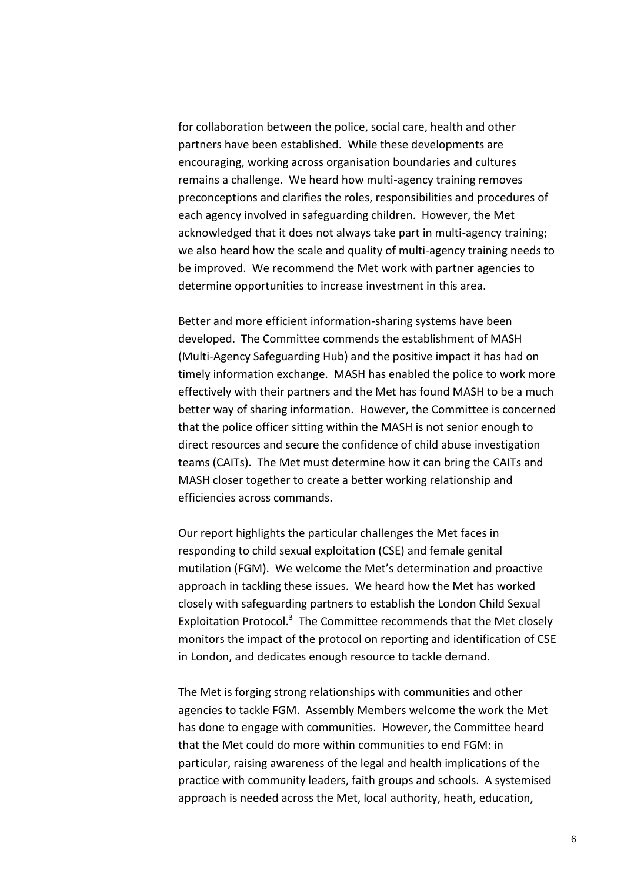for collaboration between the police, social care, health and other partners have been established. While these developments are encouraging, working across organisation boundaries and cultures remains a challenge. We heard how multi-agency training removes preconceptions and clarifies the roles, responsibilities and procedures of each agency involved in safeguarding children. However, the Met acknowledged that it does not always take part in multi-agency training; we also heard how the scale and quality of multi-agency training needs to be improved. We recommend the Met work with partner agencies to determine opportunities to increase investment in this area.

Better and more efficient information-sharing systems have been developed. The Committee commends the establishment of MASH (Multi-Agency Safeguarding Hub) and the positive impact it has had on timely information exchange. MASH has enabled the police to work more effectively with their partners and the Met has found MASH to be a much better way of sharing information. However, the Committee is concerned that the police officer sitting within the MASH is not senior enough to direct resources and secure the confidence of child abuse investigation teams (CAITs). The Met must determine how it can bring the CAITs and MASH closer together to create a better working relationship and efficiencies across commands.

Our report highlights the particular challenges the Met faces in responding to child sexual exploitation (CSE) and female genital mutilation (FGM). We welcome the Met's determination and proactive approach in tackling these issues. We heard how the Met has worked closely with safeguarding partners to establish the London Child Sexual Exploitation Protocol.[3] The Committee recommends that the Met closely monitors the impact of the protocol on reporting and identification of CSE in London, and dedicates enough resource to tackle demand.

The Met is forging strong relationships with communities and other agencies to tackle FGM. Assembly Members welcome the work the Met has done to engage with communities. However, the Committee heard that the Met could do more within communities to end FGM: in particular, raising awareness of the legal and health implications of the practice with community leaders, faith groups and schools. A systemised approach is needed across the Met, local authority, heath, education,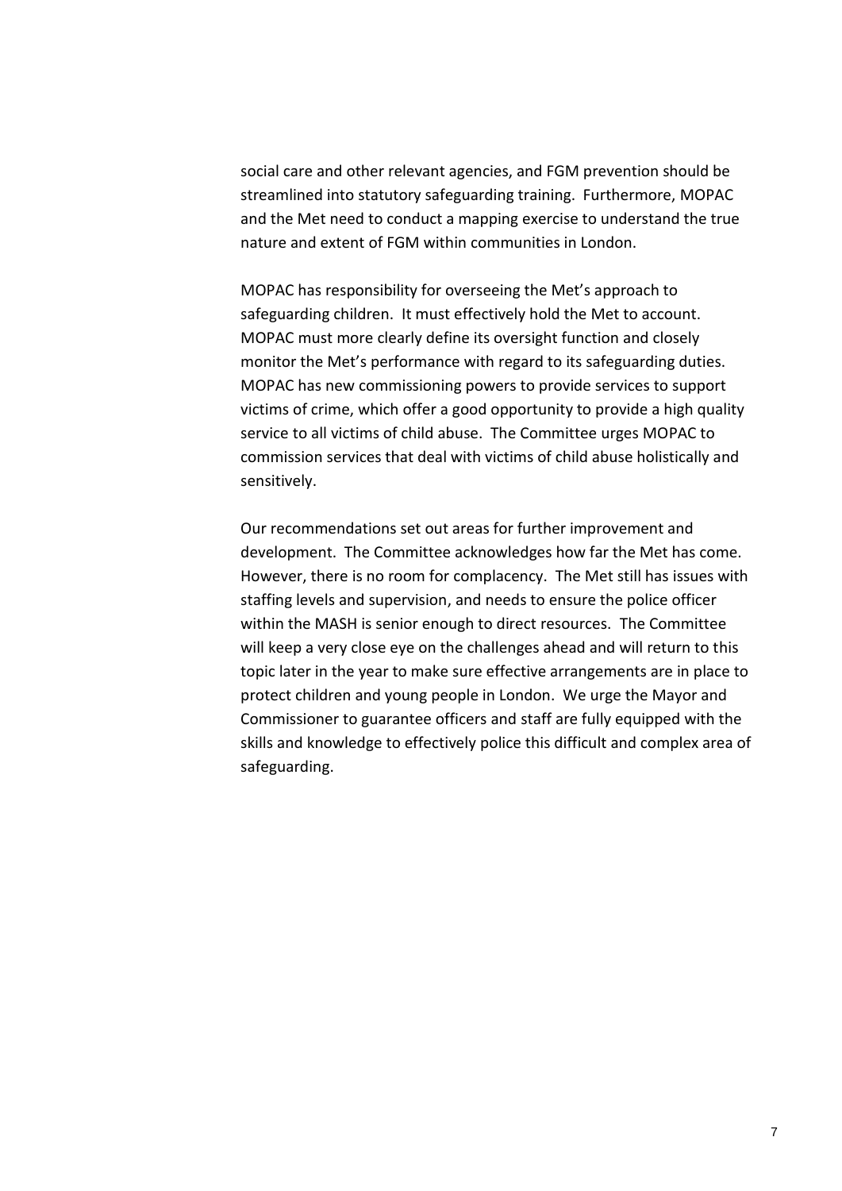social care and other relevant agencies, and FGM prevention should be streamlined into statutory safeguarding training. Furthermore, MOPAC and the Met need to conduct a mapping exercise to understand the true nature and extent of FGM within communities in London.

MOPAC has responsibility for overseeing the Met's approach to safeguarding children. It must effectively hold the Met to account. MOPAC must more clearly define its oversight function and closely monitor the Met's performance with regard to its safeguarding duties. MOPAC has new commissioning powers to provide services to support victims of crime, which offer a good opportunity to provide a high quality service to all victims of child abuse. The Committee urges MOPAC to commission services that deal with victims of child abuse holistically and sensitively.

Our recommendations set out areas for further improvement and development. The Committee acknowledges how far the Met has come. However, there is no room for complacency. The Met still has issues with staffing levels and supervision, and needs to ensure the police officer within the MASH is senior enough to direct resources. The Committee will keep a very close eye on the challenges ahead and will return to this topic later in the year to make sure effective arrangements are in place to protect children and young people in London. We urge the Mayor and Commissioner to guarantee officers and staff are fully equipped with the skills and knowledge to effectively police this difficult and complex area of safeguarding.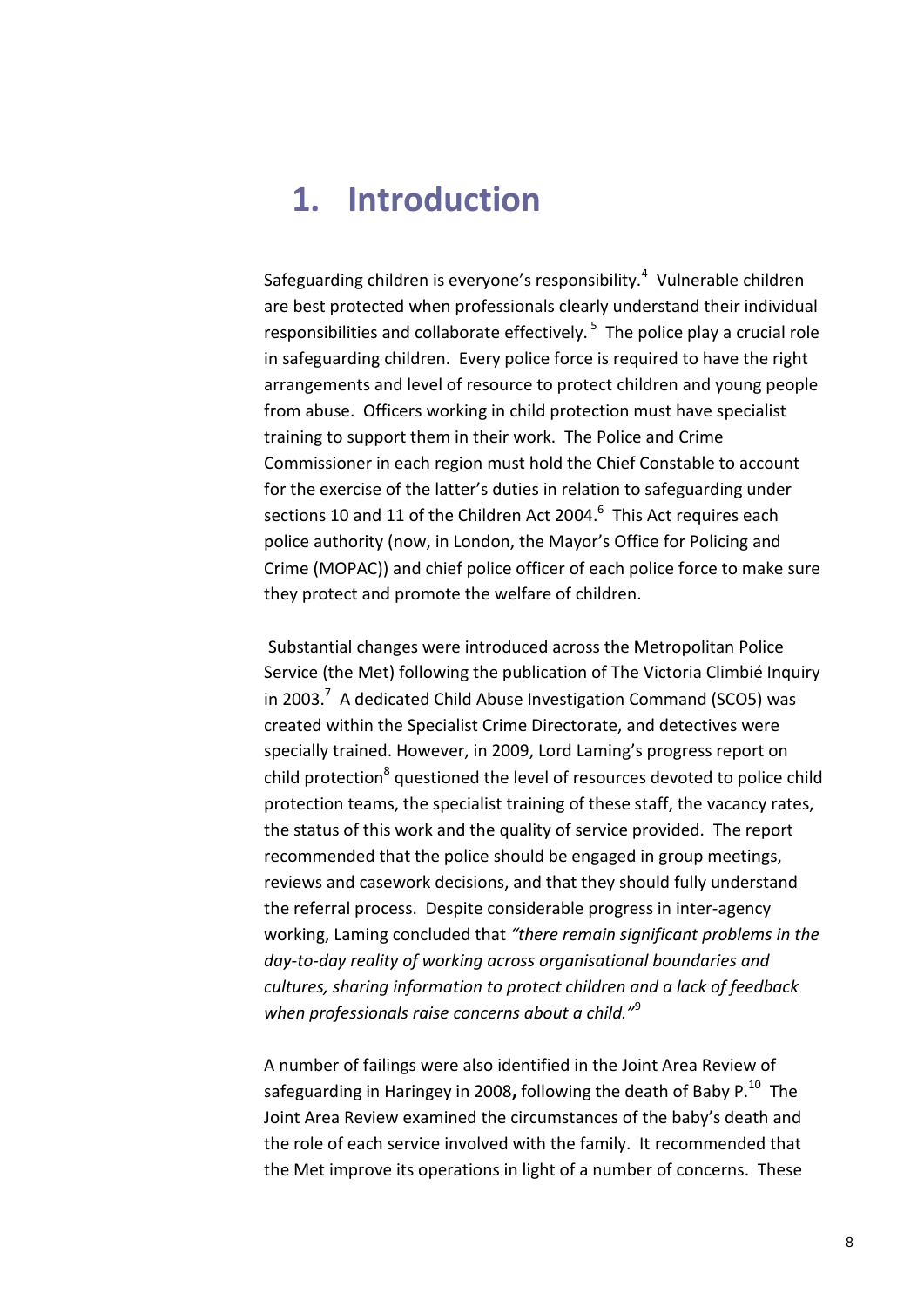# 1. Introduction

Safeguarding children is everyone's responsibility.[4] Vulnerable children are best protected when professionals clearly understand their individual responsibilities and collaborate effectively.[5] The police play a crucial role in safeguarding children. Every police force is required to have the right arrangements and level of resource to protect children and young people from abuse. Officers working in child protection must have specialist training to support them in their work. The Police and Crime Commissioner in each region must hold the Chief Constable to account for the exercise of the latter's duties in relation to safeguarding under sections 10 and 11 of the Children Act 2004.[6] This Act requires each police authority (now, in London, the Mayor's Office for Policing and Crime (MOPAC)) and chief police officer of each police force to make sure they protect and promote the welfare of children.

Substantial changes were introduced across the Metropolitan Police Service (the Met) following the publication of The Victoria Climbié Inquiry in 2003.[7] A dedicated Child Abuse Investigation Command (SCO5) was created within the Specialist Crime Directorate, and detectives were specially trained. However, in 2009, Lord Laming's progress report on child protection[8] questioned the level of resources devoted to police child protection teams, the specialist training of these staff, the vacancy rates, the status of this work and the quality of service provided. The report recommended that the police should be engaged in group meetings, reviews and casework decisions, and that they should fully understand the referral process. Despite considerable progress in inter-agency working, Laming concluded that *"there remain significant problems in the day-to-day reality of working across organisational boundaries and cultures, sharing information to protect children and a lack of feedback when professionals raise concerns about a child."*[9]

A number of failings were also identified in the Joint Area Review of safeguarding in Haringey in 2008**,** following the death of Baby P.[10] The Joint Area Review examined the circumstances of the baby's death and the role of each service involved with the family. It recommended that the Met improve its operations in light of a number of concerns. These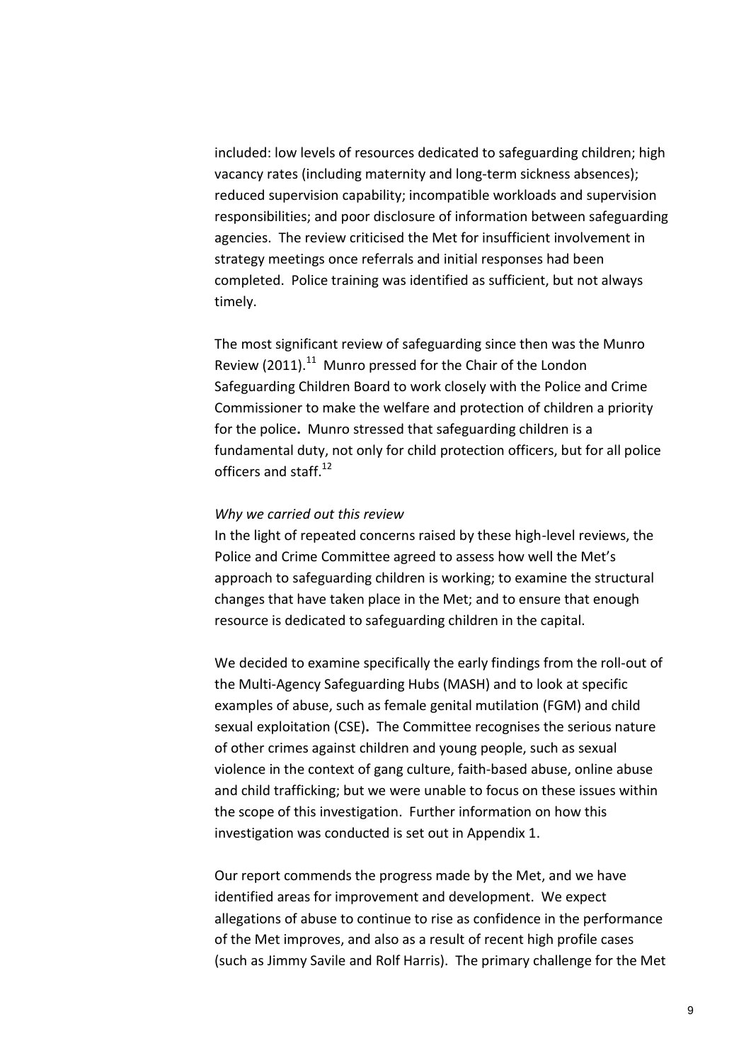included: low levels of resources dedicated to safeguarding children; high vacancy rates (including maternity and long-term sickness absences); reduced supervision capability; incompatible workloads and supervision responsibilities; and poor disclosure of information between safeguarding agencies. The review criticised the Met for insufficient involvement in strategy meetings once referrals and initial responses had been completed. Police training was identified as sufficient, but not always timely.

The most significant review of safeguarding since then was the Munro Review (2011).[11] Munro pressed for the Chair of the London Safeguarding Children Board to work closely with the Police and Crime Commissioner to make the welfare and protection of children a priority for the police**.** Munro stressed that safeguarding children is a fundamental duty, not only for child protection officers, but for all police officers and staff.[12]

*Why we carried out this review*

In the light of repeated concerns raised by these high-level reviews, the Police and Crime Committee agreed to assess how well the Met's approach to safeguarding children is working; to examine the structural changes that have taken place in the Met; and to ensure that enough resource is dedicated to safeguarding children in the capital.

We decided to examine specifically the early findings from the roll-out of the Multi-Agency Safeguarding Hubs (MASH) and to look at specific examples of abuse, such as female genital mutilation (FGM) and child sexual exploitation (CSE)**.** The Committee recognises the serious nature of other crimes against children and young people, such as sexual violence in the context of gang culture, faith-based abuse, online abuse and child trafficking; but we were unable to focus on these issues within the scope of this investigation. Further information on how this investigation was conducted is set out in Appendix 1.

Our report commends the progress made by the Met, and we have identified areas for improvement and development. We expect allegations of abuse to continue to rise as confidence in the performance of the Met improves, and also as a result of recent high profile cases (such as Jimmy Savile and Rolf Harris). The primary challenge for the Met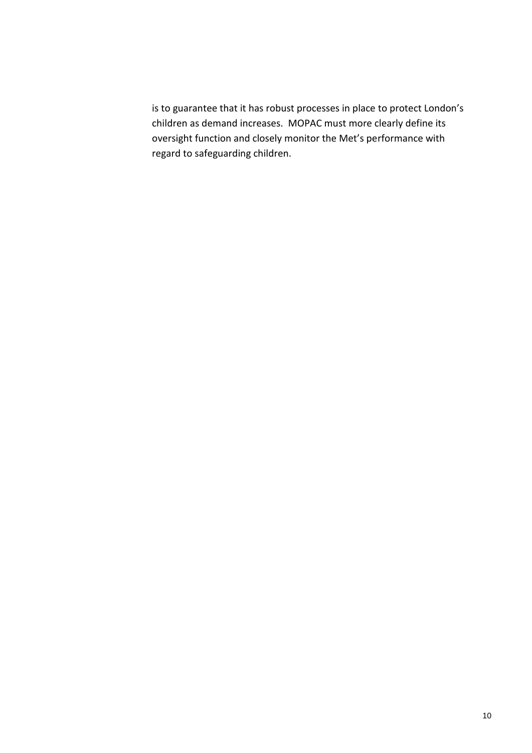is to guarantee that it has robust processes in place to protect London's children as demand increases. MOPAC must more clearly define its oversight function and closely monitor the Met's performance with regard to safeguarding children.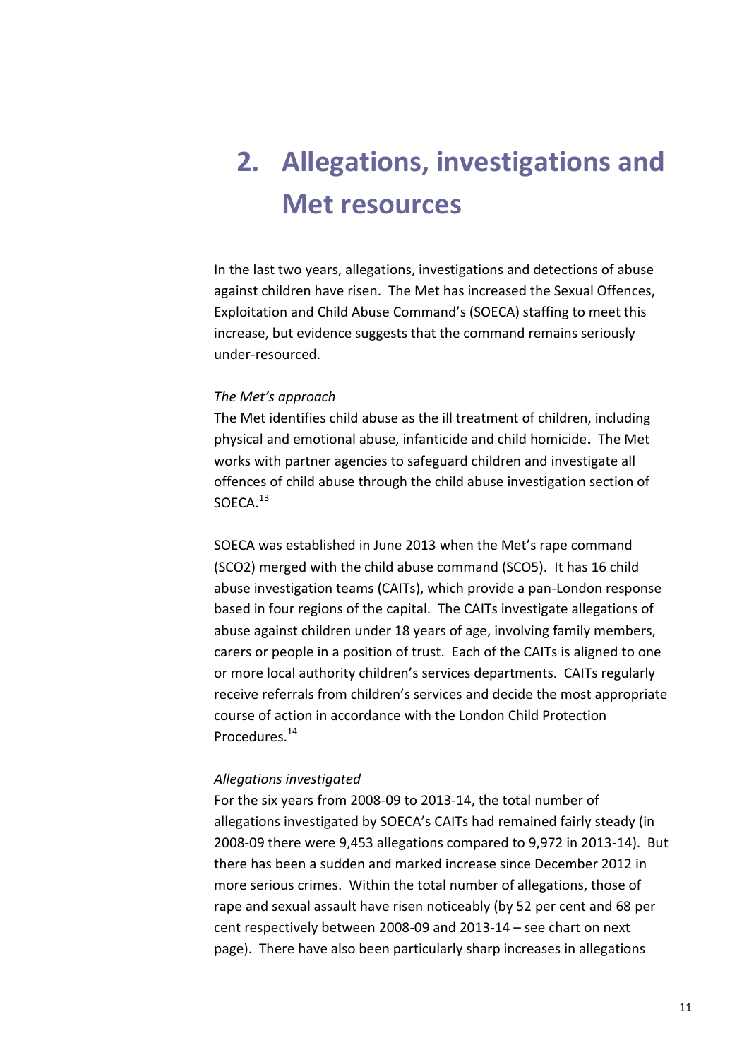# 2. Allegations, investigations and Met resources

In the last two years, allegations, investigations and detections of abuse against children have risen. The Met has increased the Sexual Offences, Exploitation and Child Abuse Command's (SOECA) staffing to meet this increase, but evidence suggests that the command remains seriously under-resourced.

*The Met's approach*

The Met identifies child abuse as the ill treatment of children, including physical and emotional abuse, infanticide and child homicide**.** The Met works with partner agencies to safeguard children and investigate all offences of child abuse through the child abuse investigation section of SOECA.[13]

SOECA was established in June 2013 when the Met's rape command (SCO2) merged with the child abuse command (SCO5). It has 16 child abuse investigation teams (CAITs), which provide a pan-London response based in four regions of the capital. The CAITs investigate allegations of abuse against children under 18 years of age, involving family members, carers or people in a position of trust. Each of the CAITs is aligned to one or more local authority children's services departments. CAITs regularly receive referrals from children's services and decide the most appropriate course of action in accordance with the London Child Protection Procedures.[14]

*Allegations investigated*

For the six years from 2008-09 to 2013-14, the total number of allegations investigated by SOECA's CAITs had remained fairly steady (in 2008-09 there were 9,453 allegations compared to 9,972 in 2013-14). But there has been a sudden and marked increase since December 2012 in more serious crimes. Within the total number of allegations, those of rape and sexual assault have risen noticeably (by 52 per cent and 68 per cent respectively between 2008-09 and 2013-14 – see chart on next page). There have also been particularly sharp increases in allegations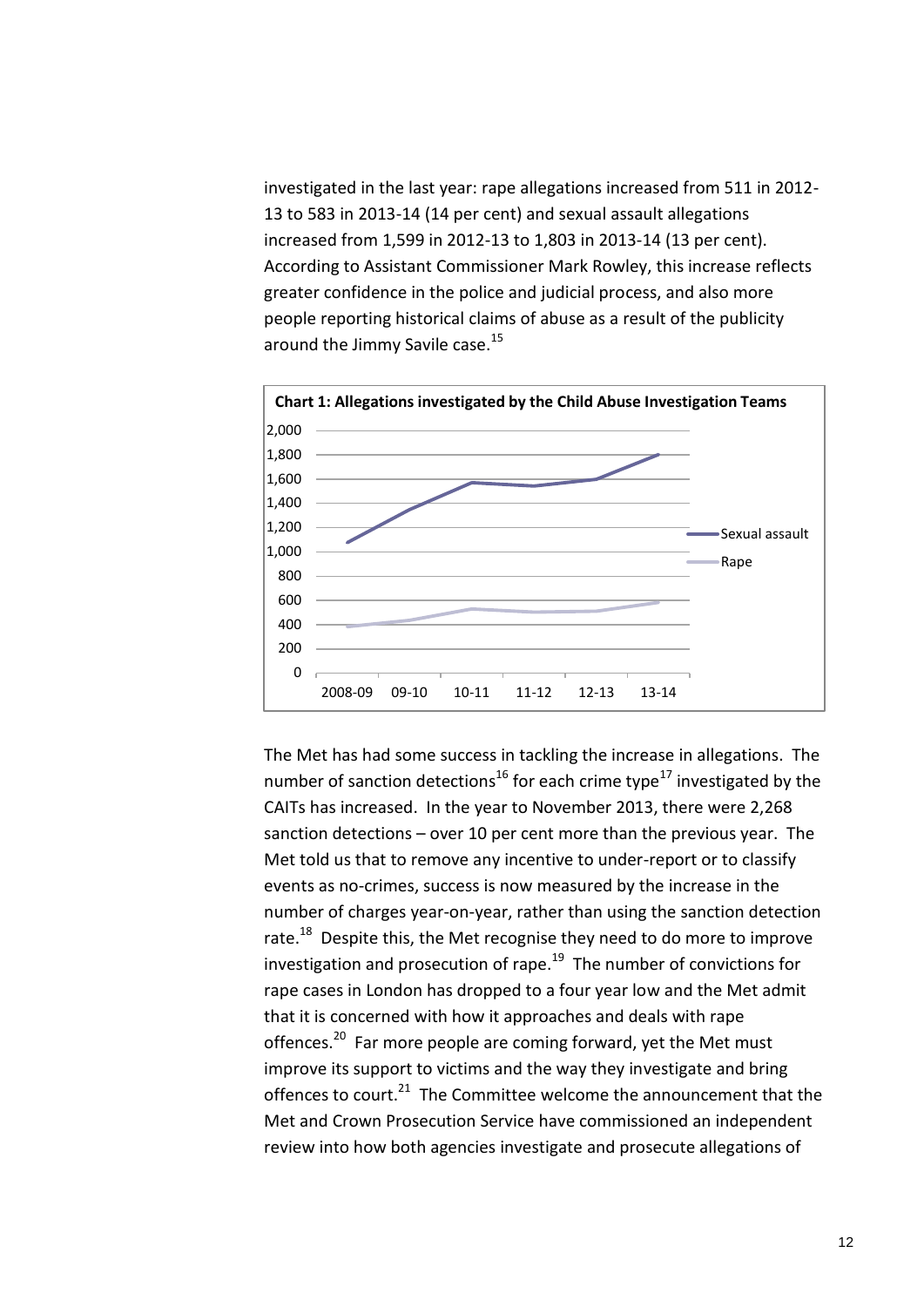investigated in the last year: rape allegations increased from 511 in 2012-13 to 583 in 2013-14 (14 per cent) and sexual assault allegations increased from 1,599 in 2012-13 to 1,803 in 2013-14 (13 per cent). According to Assistant Commissioner Mark Rowley, this increase reflects greater confidence in the police and judicial process, and also more people reporting historical claims of abuse as a result of the publicity around the Jimmy Savile case.[15]

**Chart 1: Allegations investigated by the Child Abuse Investigation Teams**

The Met has had some success in tackling the increase in allegations. The number of sanction detections[16] for each crime type[17] investigated by the CAITs has increased. In the year to November 2013, there were 2,268 sanction detections – over 10 per cent more than the previous year. The Met told us that to remove any incentive to under-report or to classify events as no-crimes, success is now measured by the increase in the number of charges year-on-year, rather than using the sanction detection rate.[18] Despite this, the Met recognise they need to do more to improve investigation and prosecution of rape.[19] The number of convictions for rape cases in London has dropped to a four year low and the Met admit that it is concerned with how it approaches and deals with rape offences.[20] Far more people are coming forward, yet the Met must improve its support to victims and the way they investigate and bring offences to court.[21] The Committee welcome the announcement that the Met and Crown Prosecution Service have commissioned an independent review into how both agencies investigate and prosecute allegations of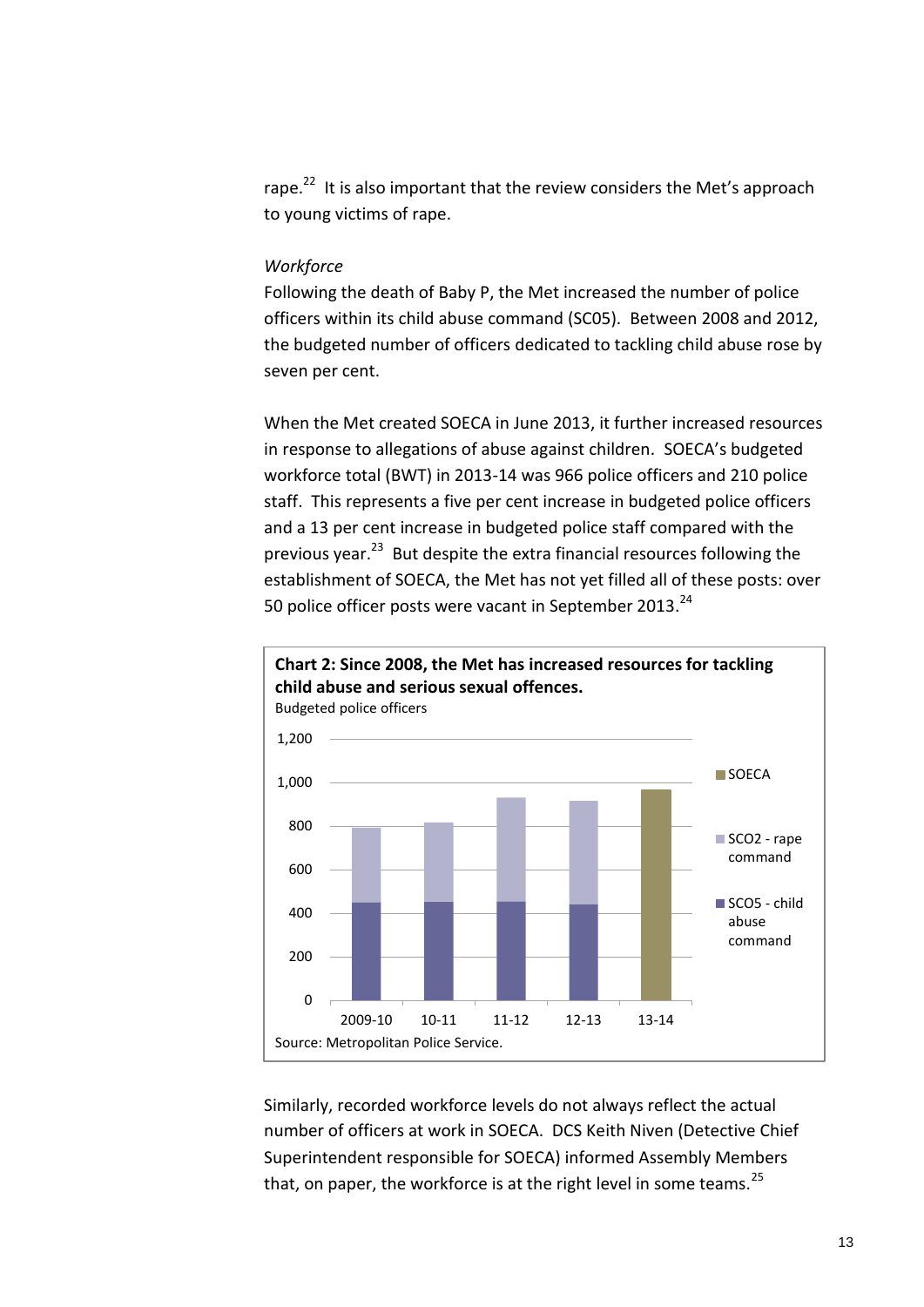rape.[22] It is also important that the review considers the Met's approach to young victims of rape.

*Workforce*

Following the death of Baby P, the Met increased the number of police officers within its child abuse command (SC05). Between 2008 and 2012, the budgeted number of officers dedicated to tackling child abuse rose by seven per cent.

When the Met created SOECA in June 2013, it further increased resources in response to allegations of abuse against children. SOECA's budgeted workforce total (BWT) in 2013-14 was 966 police officers and 210 police staff. This represents a five per cent increase in budgeted police officers and a 13 per cent increase in budgeted police staff compared with the previous year.[23] But despite the extra financial resources following the establishment of SOECA, the Met has not yet filled all of these posts: over 50 police officer posts were vacant in September 2013.[24]

**Chart 2: Since 2008, the Met has increased resources for tackling child abuse and serious sexual offences.**

Budgeted police officers

Legend: SOECA; SCO2 - rape command; SCO5 - child abuse command

Years shown: 2009-10, 10-11, 11-12, 12-13, 13-14 (y-axis 0 to 1,200)

Source: Metropolitan Police Service.

Similarly, recorded workforce levels do not always reflect the actual number of officers at work in SOECA. DCS Keith Niven (Detective Chief Superintendent responsible for SOECA) informed Assembly Members that, on paper, the workforce is at the right level in some teams.[25]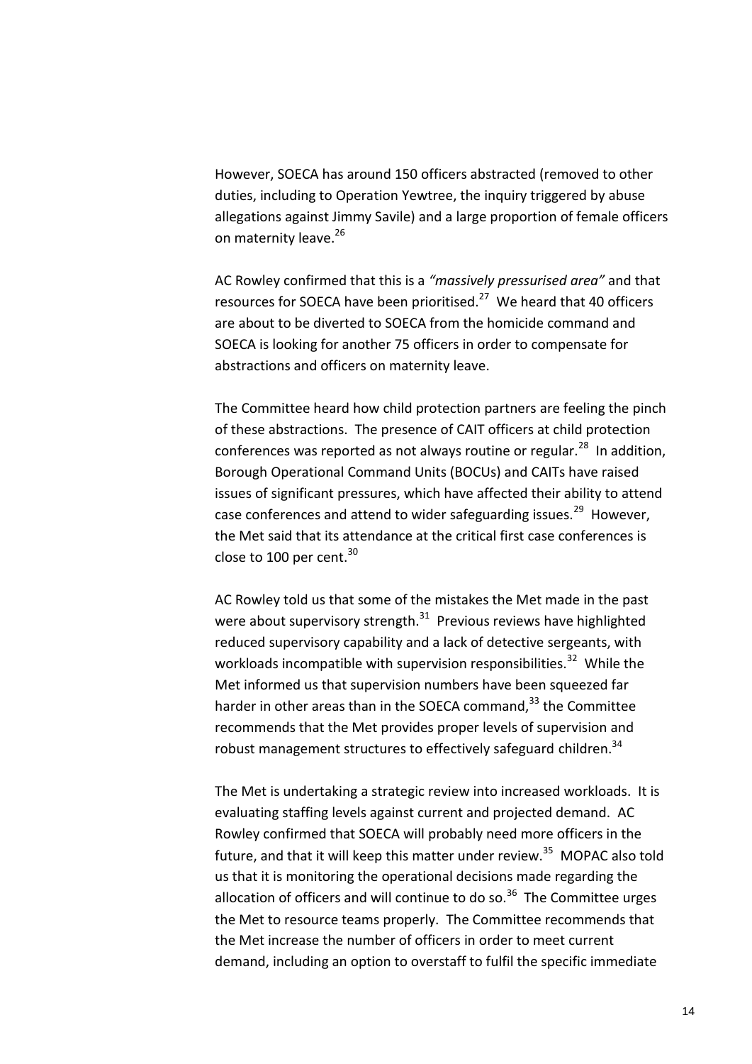However, SOECA has around 150 officers abstracted (removed to other duties, including to Operation Yewtree, the inquiry triggered by abuse allegations against Jimmy Savile) and a large proportion of female officers on maternity leave.[26]

AC Rowley confirmed that this is a *"massively pressurised area"* and that resources for SOECA have been prioritised.[27] We heard that 40 officers are about to be diverted to SOECA from the homicide command and SOECA is looking for another 75 officers in order to compensate for abstractions and officers on maternity leave.

The Committee heard how child protection partners are feeling the pinch of these abstractions. The presence of CAIT officers at child protection conferences was reported as not always routine or regular.[28] In addition, Borough Operational Command Units (BOCUs) and CAITs have raised issues of significant pressures, which have affected their ability to attend case conferences and attend to wider safeguarding issues.[29] However, the Met said that its attendance at the critical first case conferences is close to 100 per cent.[30]

AC Rowley told us that some of the mistakes the Met made in the past were about supervisory strength.[31] Previous reviews have highlighted reduced supervisory capability and a lack of detective sergeants, with workloads incompatible with supervision responsibilities.[32] While the Met informed us that supervision numbers have been squeezed far harder in other areas than in the SOECA command,[33] the Committee recommends that the Met provides proper levels of supervision and robust management structures to effectively safeguard children.[34]

The Met is undertaking a strategic review into increased workloads. It is evaluating staffing levels against current and projected demand. AC Rowley confirmed that SOECA will probably need more officers in the future, and that it will keep this matter under review.[35] MOPAC also told us that it is monitoring the operational decisions made regarding the allocation of officers and will continue to do so.[36] The Committee urges the Met to resource teams properly. The Committee recommends that the Met increase the number of officers in order to meet current demand, including an option to overstaff to fulfil the specific immediate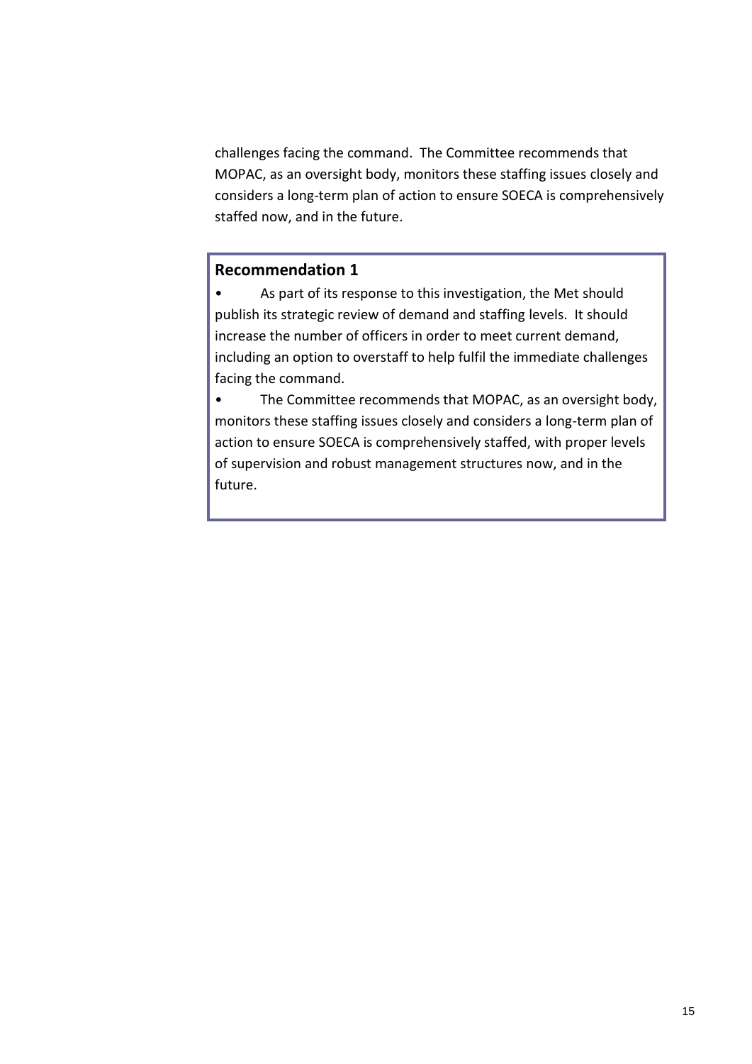challenges facing the command. The Committee recommends that MOPAC, as an oversight body, monitors these staffing issues closely and considers a long-term plan of action to ensure SOECA is comprehensively staffed now, and in the future.

### Recommendation 1

- As part of its response to this investigation, the Met should publish its strategic review of demand and staffing levels. It should increase the number of officers in order to meet current demand, including an option to overstaff to help fulfil the immediate challenges facing the command.
- The Committee recommends that MOPAC, as an oversight body, monitors these staffing issues closely and considers a long-term plan of action to ensure SOECA is comprehensively staffed, with proper levels of supervision and robust management structures now, and in the future.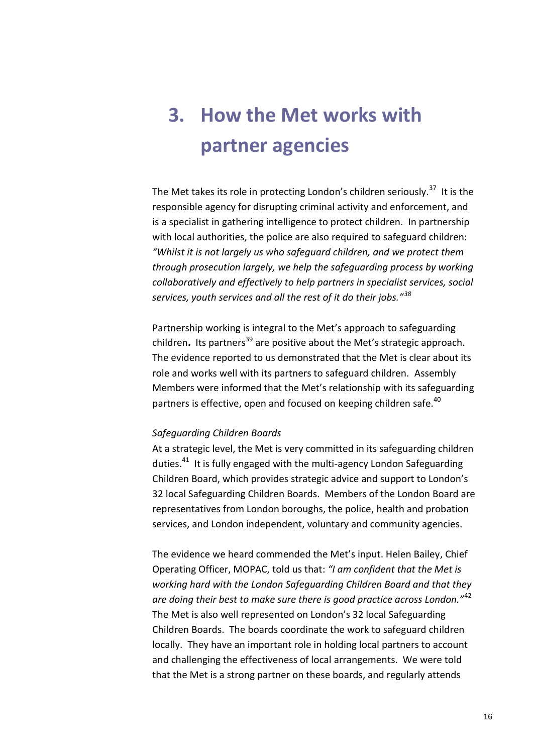# 3. How the Met works with partner agencies

The Met takes its role in protecting London's children seriously.[37] It is the responsible agency for disrupting criminal activity and enforcement, and is a specialist in gathering intelligence to protect children. In partnership with local authorities, the police are also required to safeguard children: *"Whilst it is not largely us who safeguard children, and we protect them through prosecution largely, we help the safeguarding process by working collaboratively and effectively to help partners in specialist services, social services, youth services and all the rest of it do their jobs."*[38]

Partnership working is integral to the Met's approach to safeguarding children**.** Its partners[39] are positive about the Met's strategic approach. The evidence reported to us demonstrated that the Met is clear about its role and works well with its partners to safeguard children. Assembly Members were informed that the Met's relationship with its safeguarding partners is effective, open and focused on keeping children safe.[40]

*Safeguarding Children Boards*

At a strategic level, the Met is very committed in its safeguarding children duties.[41] It is fully engaged with the multi-agency London Safeguarding Children Board, which provides strategic advice and support to London's 32 local Safeguarding Children Boards. Members of the London Board are representatives from London boroughs, the police, health and probation services, and London independent, voluntary and community agencies.

The evidence we heard commended the Met's input. Helen Bailey, Chief Operating Officer, MOPAC, told us that: *"I am confident that the Met is working hard with the London Safeguarding Children Board and that they are doing their best to make sure there is good practice across London."*[42] The Met is also well represented on London's 32 local Safeguarding Children Boards. The boards coordinate the work to safeguard children locally. They have an important role in holding local partners to account and challenging the effectiveness of local arrangements. We were told that the Met is a strong partner on these boards, and regularly attends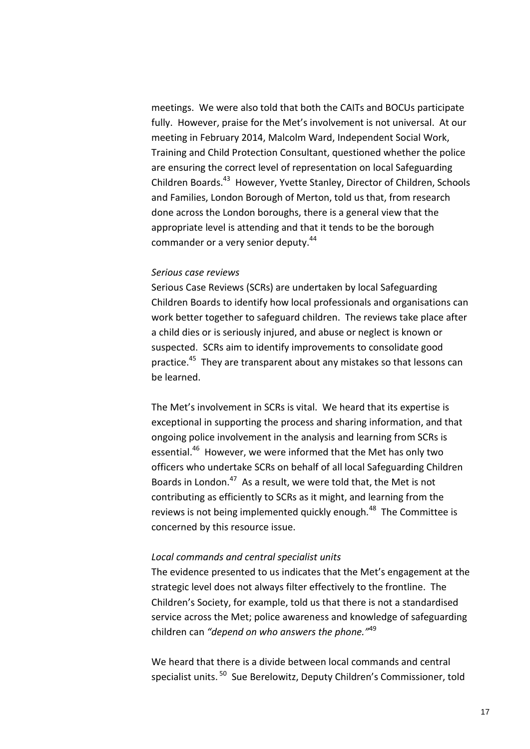meetings. We were also told that both the CAITs and BOCUs participate fully. However, praise for the Met's involvement is not universal. At our meeting in February 2014, Malcolm Ward, Independent Social Work, Training and Child Protection Consultant, questioned whether the police are ensuring the correct level of representation on local Safeguarding Children Boards.[43] However, Yvette Stanley, Director of Children, Schools and Families, London Borough of Merton, told us that, from research done across the London boroughs, there is a general view that the appropriate level is attending and that it tends to be the borough commander or a very senior deputy.[44]

*Serious case reviews*

Serious Case Reviews (SCRs) are undertaken by local Safeguarding Children Boards to identify how local professionals and organisations can work better together to safeguard children. The reviews take place after a child dies or is seriously injured, and abuse or neglect is known or suspected. SCRs aim to identify improvements to consolidate good practice.[45] They are transparent about any mistakes so that lessons can be learned.

The Met's involvement in SCRs is vital. We heard that its expertise is exceptional in supporting the process and sharing information, and that ongoing police involvement in the analysis and learning from SCRs is essential.[46] However, we were informed that the Met has only two officers who undertake SCRs on behalf of all local Safeguarding Children Boards in London.[47] As a result, we were told that, the Met is not contributing as efficiently to SCRs as it might, and learning from the reviews is not being implemented quickly enough.[48] The Committee is concerned by this resource issue.

*Local commands and central specialist units*

The evidence presented to us indicates that the Met's engagement at the strategic level does not always filter effectively to the frontline. The Children's Society, for example, told us that there is not a standardised service across the Met; police awareness and knowledge of safeguarding children can *"depend on who answers the phone."*[49]

We heard that there is a divide between local commands and central specialist units.[50] Sue Berelowitz, Deputy Children's Commissioner, told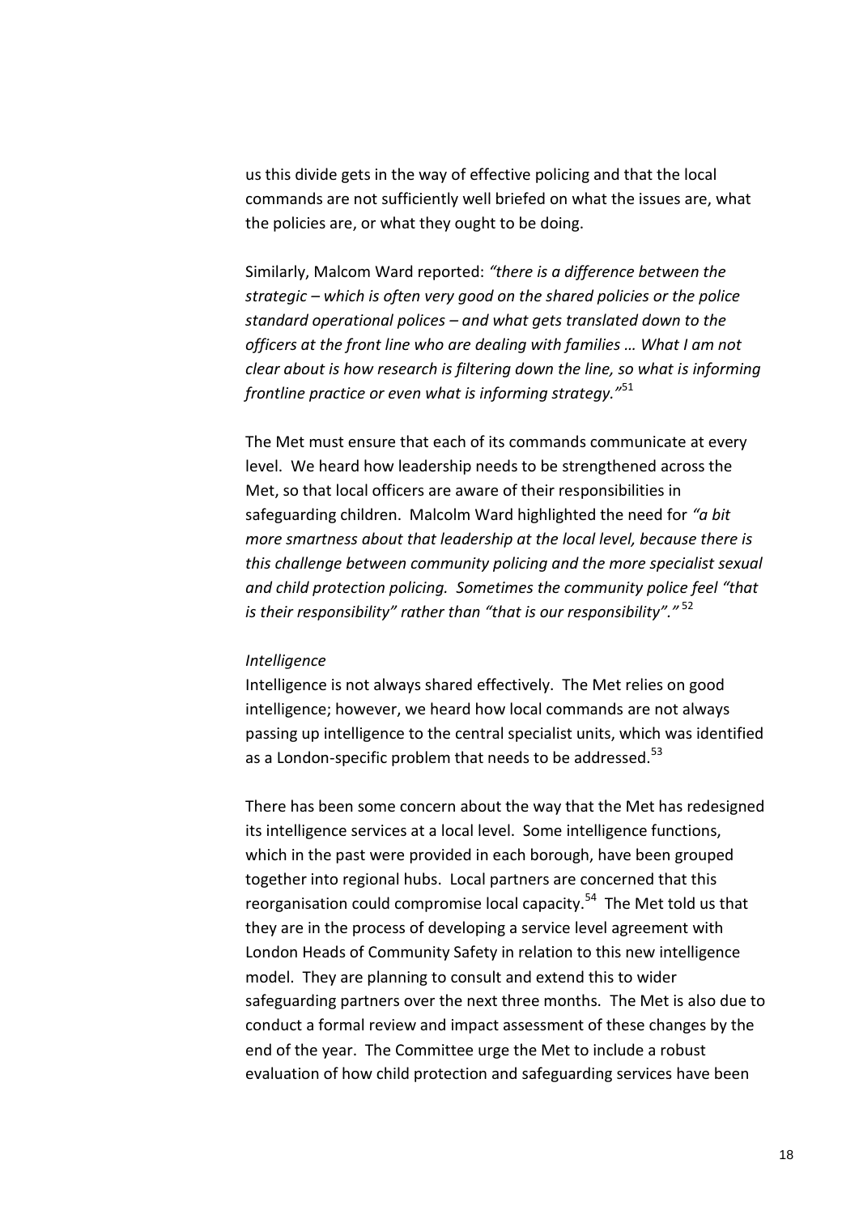us this divide gets in the way of effective policing and that the local commands are not sufficiently well briefed on what the issues are, what the policies are, or what they ought to be doing.

Similarly, Malcom Ward reported: *"there is a difference between the strategic – which is often very good on the shared policies or the police standard operational polices – and what gets translated down to the officers at the front line who are dealing with families … What I am not clear about is how research is filtering down the line, so what is informing frontline practice or even what is informing strategy."*[51]

The Met must ensure that each of its commands communicate at every level. We heard how leadership needs to be strengthened across the Met, so that local officers are aware of their responsibilities in safeguarding children. Malcolm Ward highlighted the need for *"a bit more smartness about that leadership at the local level, because there is this challenge between community policing and the more specialist sexual and child protection policing. Sometimes the community police feel "that is their responsibility" rather than "that is our responsibility"."*[52]

*Intelligence*

Intelligence is not always shared effectively. The Met relies on good intelligence; however, we heard how local commands are not always passing up intelligence to the central specialist units, which was identified as a London-specific problem that needs to be addressed.[53]

There has been some concern about the way that the Met has redesigned its intelligence services at a local level. Some intelligence functions, which in the past were provided in each borough, have been grouped together into regional hubs. Local partners are concerned that this reorganisation could compromise local capacity.[54] The Met told us that they are in the process of developing a service level agreement with London Heads of Community Safety in relation to this new intelligence model. They are planning to consult and extend this to wider safeguarding partners over the next three months. The Met is also due to conduct a formal review and impact assessment of these changes by the end of the year. The Committee urge the Met to include a robust evaluation of how child protection and safeguarding services have been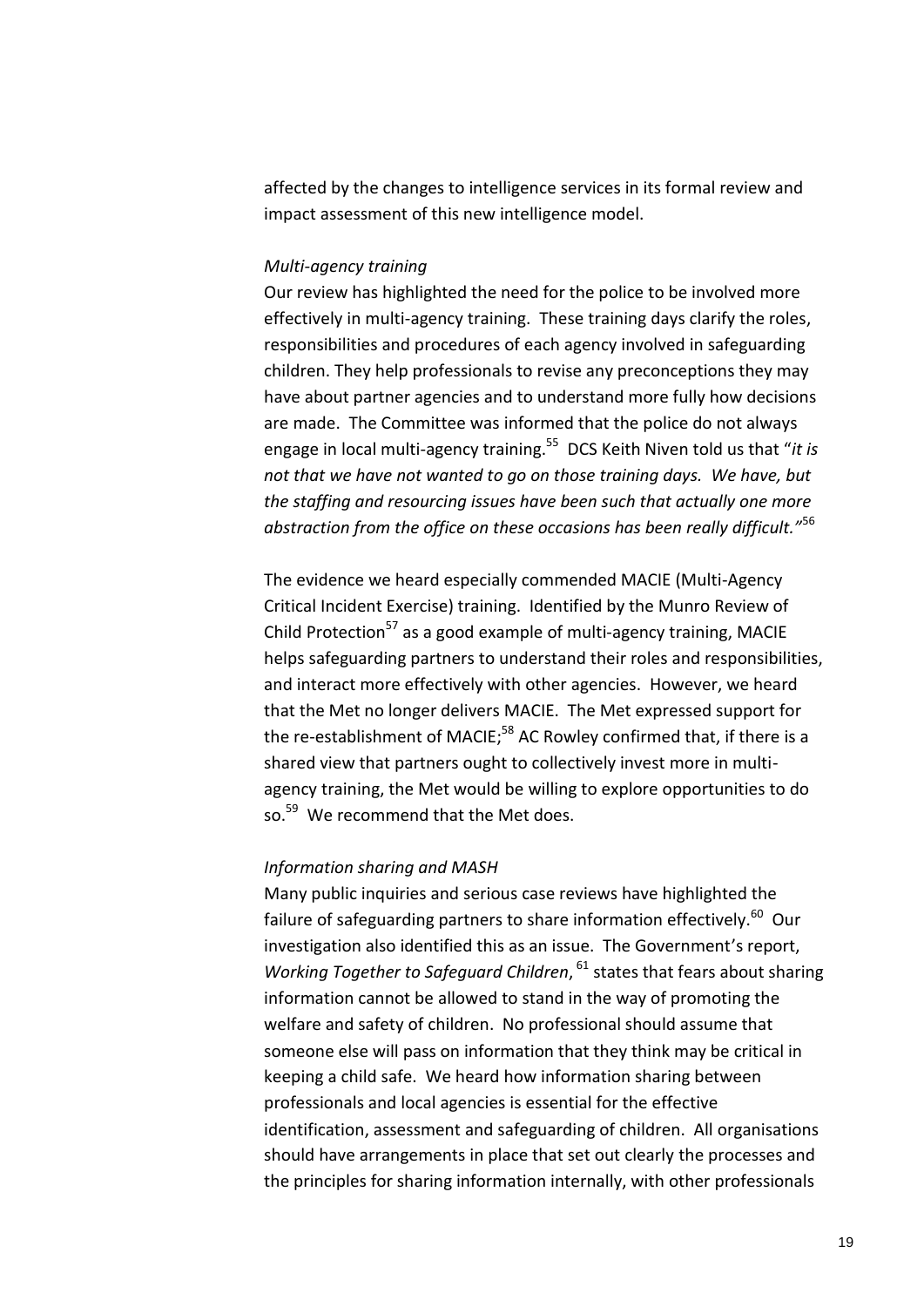affected by the changes to intelligence services in its formal review and impact assessment of this new intelligence model.

*Multi-agency training*

Our review has highlighted the need for the police to be involved more effectively in multi-agency training. These training days clarify the roles, responsibilities and procedures of each agency involved in safeguarding children. They help professionals to revise any preconceptions they may have about partner agencies and to understand more fully how decisions are made. The Committee was informed that the police do not always engage in local multi-agency training.[55] DCS Keith Niven told us that "*it is not that we have not wanted to go on those training days. We have, but the staffing and resourcing issues have been such that actually one more abstraction from the office on these occasions has been really difficult."*[56]

The evidence we heard especially commended MACIE (Multi-Agency Critical Incident Exercise) training. Identified by the Munro Review of Child Protection[57] as a good example of multi-agency training, MACIE helps safeguarding partners to understand their roles and responsibilities, and interact more effectively with other agencies. However, we heard that the Met no longer delivers MACIE. The Met expressed support for the re-establishment of MACIE;[58] AC Rowley confirmed that, if there is a shared view that partners ought to collectively invest more in multi-agency training, the Met would be willing to explore opportunities to do so.[59] We recommend that the Met does.

*Information sharing and MASH*

Many public inquiries and serious case reviews have highlighted the failure of safeguarding partners to share information effectively.[60] Our investigation also identified this as an issue. The Government's report, *Working Together to Safeguard Children*,[61] states that fears about sharing information cannot be allowed to stand in the way of promoting the welfare and safety of children. No professional should assume that someone else will pass on information that they think may be critical in keeping a child safe. We heard how information sharing between professionals and local agencies is essential for the effective identification, assessment and safeguarding of children. All organisations should have arrangements in place that set out clearly the processes and the principles for sharing information internally, with other professionals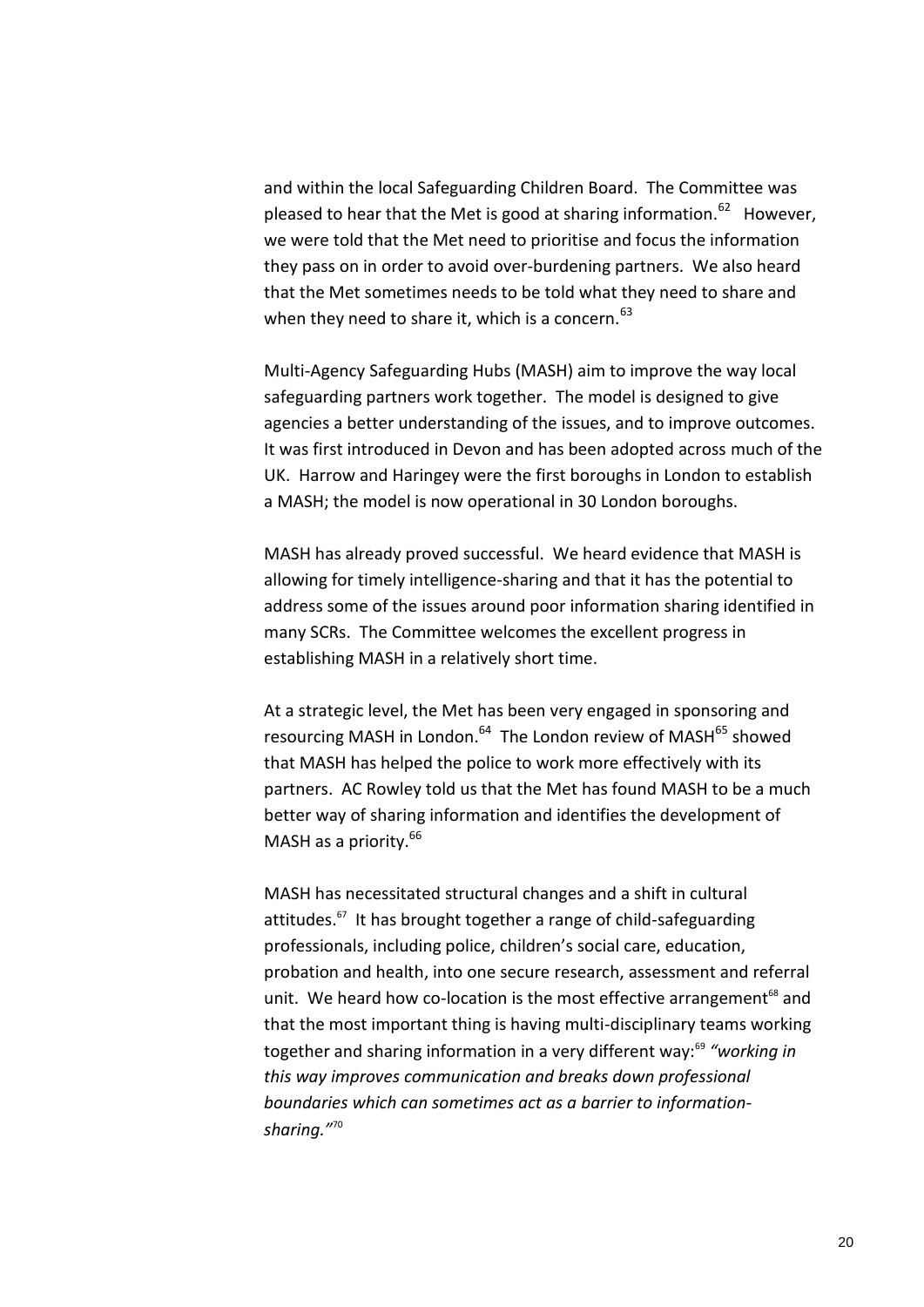and within the local Safeguarding Children Board. The Committee was pleased to hear that the Met is good at sharing information.[62] However, we were told that the Met need to prioritise and focus the information they pass on in order to avoid over-burdening partners. We also heard that the Met sometimes needs to be told what they need to share and when they need to share it, which is a concern.[63]

Multi-Agency Safeguarding Hubs (MASH) aim to improve the way local safeguarding partners work together. The model is designed to give agencies a better understanding of the issues, and to improve outcomes. It was first introduced in Devon and has been adopted across much of the UK. Harrow and Haringey were the first boroughs in London to establish a MASH; the model is now operational in 30 London boroughs.

MASH has already proved successful. We heard evidence that MASH is allowing for timely intelligence-sharing and that it has the potential to address some of the issues around poor information sharing identified in many SCRs. The Committee welcomes the excellent progress in establishing MASH in a relatively short time.

At a strategic level, the Met has been very engaged in sponsoring and resourcing MASH in London.[64] The London review of MASH[65] showed that MASH has helped the police to work more effectively with its partners. AC Rowley told us that the Met has found MASH to be a much better way of sharing information and identifies the development of MASH as a priority.[66]

MASH has necessitated structural changes and a shift in cultural attitudes.[67] It has brought together a range of child-safeguarding professionals, including police, children's social care, education, probation and health, into one secure research, assessment and referral unit. We heard how co-location is the most effective arrangement[68] and that the most important thing is having multi-disciplinary teams working together and sharing information in a very different way:[69] *"working in this way improves communication and breaks down professional boundaries which can sometimes act as a barrier to information-sharing."*[70]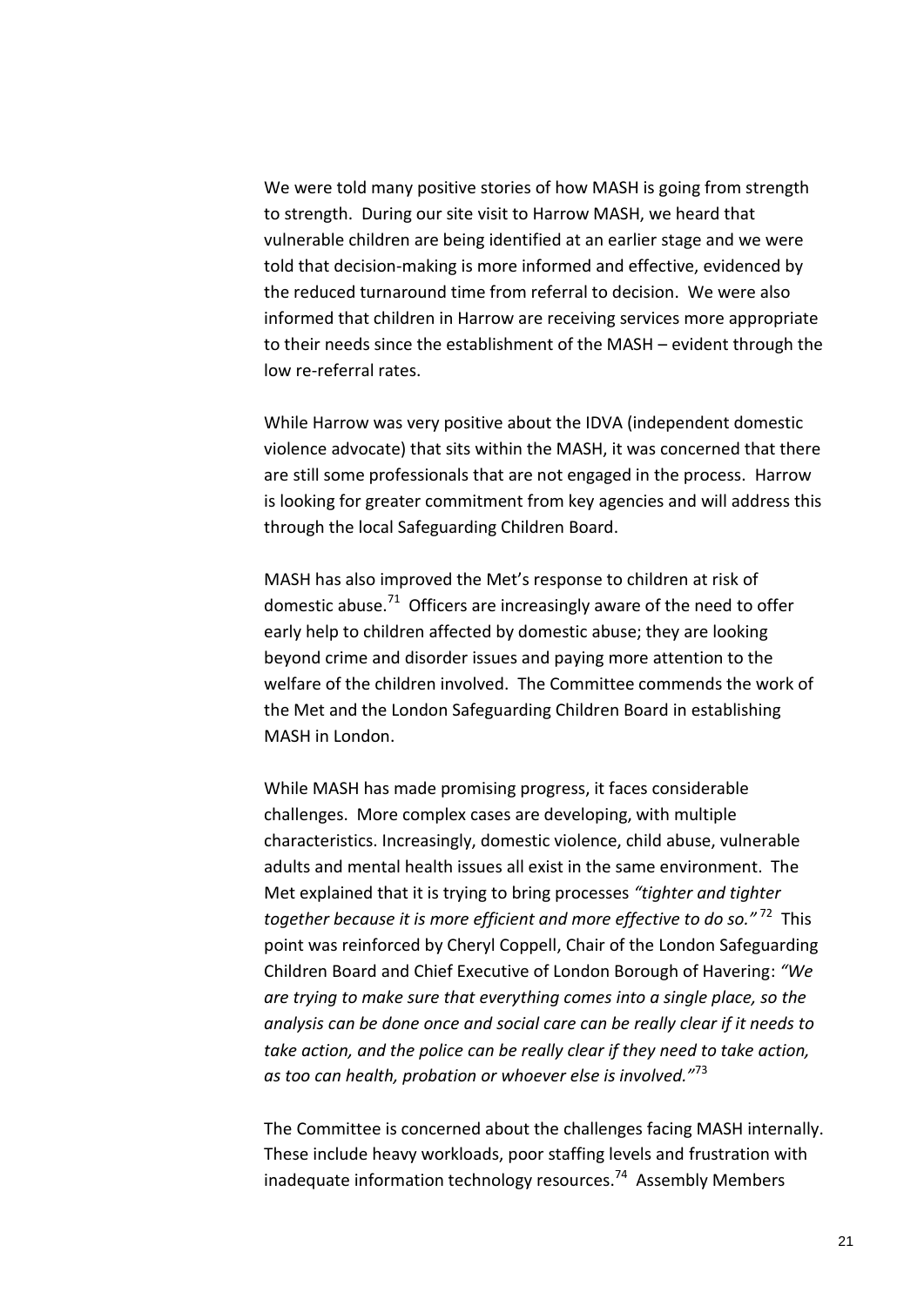We were told many positive stories of how MASH is going from strength to strength. During our site visit to Harrow MASH, we heard that vulnerable children are being identified at an earlier stage and we were told that decision-making is more informed and effective, evidenced by the reduced turnaround time from referral to decision. We were also informed that children in Harrow are receiving services more appropriate to their needs since the establishment of the MASH – evident through the low re-referral rates.

While Harrow was very positive about the IDVA (independent domestic violence advocate) that sits within the MASH, it was concerned that there are still some professionals that are not engaged in the process. Harrow is looking for greater commitment from key agencies and will address this through the local Safeguarding Children Board.

MASH has also improved the Met's response to children at risk of domestic abuse.[71] Officers are increasingly aware of the need to offer early help to children affected by domestic abuse; they are looking beyond crime and disorder issues and paying more attention to the welfare of the children involved. The Committee commends the work of the Met and the London Safeguarding Children Board in establishing MASH in London.

While MASH has made promising progress, it faces considerable challenges. More complex cases are developing, with multiple characteristics. Increasingly, domestic violence, child abuse, vulnerable adults and mental health issues all exist in the same environment. The Met explained that it is trying to bring processes *"tighter and tighter together because it is more efficient and more effective to do so."*[72] This point was reinforced by Cheryl Coppell, Chair of the London Safeguarding Children Board and Chief Executive of London Borough of Havering: *"We are trying to make sure that everything comes into a single place, so the analysis can be done once and social care can be really clear if it needs to take action, and the police can be really clear if they need to take action, as too can health, probation or whoever else is involved."*[73]

The Committee is concerned about the challenges facing MASH internally. These include heavy workloads, poor staffing levels and frustration with inadequate information technology resources.[74] Assembly Members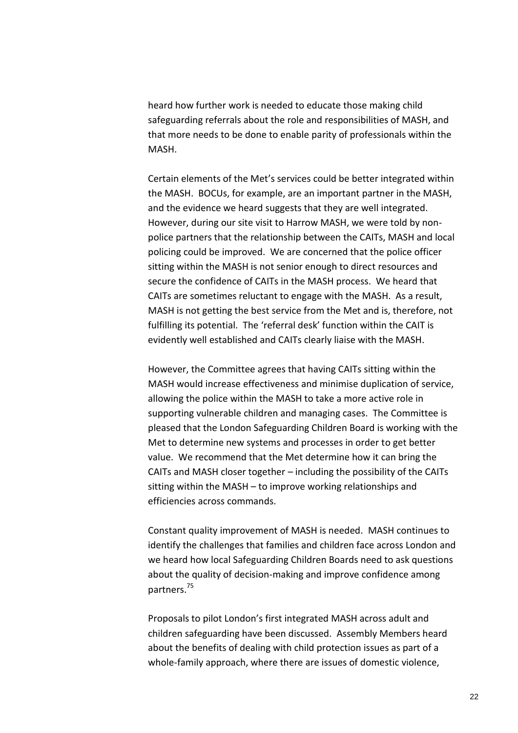heard how further work is needed to educate those making child safeguarding referrals about the role and responsibilities of MASH, and that more needs to be done to enable parity of professionals within the MASH.

Certain elements of the Met's services could be better integrated within the MASH. BOCUs, for example, are an important partner in the MASH, and the evidence we heard suggests that they are well integrated. However, during our site visit to Harrow MASH, we were told by non-police partners that the relationship between the CAITs, MASH and local policing could be improved. We are concerned that the police officer sitting within the MASH is not senior enough to direct resources and secure the confidence of CAITs in the MASH process. We heard that CAITs are sometimes reluctant to engage with the MASH. As a result, MASH is not getting the best service from the Met and is, therefore, not fulfilling its potential. The 'referral desk' function within the CAIT is evidently well established and CAITs clearly liaise with the MASH.

However, the Committee agrees that having CAITs sitting within the MASH would increase effectiveness and minimise duplication of service, allowing the police within the MASH to take a more active role in supporting vulnerable children and managing cases. The Committee is pleased that the London Safeguarding Children Board is working with the Met to determine new systems and processes in order to get better value. We recommend that the Met determine how it can bring the CAITs and MASH closer together – including the possibility of the CAITs sitting within the MASH – to improve working relationships and efficiencies across commands.

Constant quality improvement of MASH is needed. MASH continues to identify the challenges that families and children face across London and we heard how local Safeguarding Children Boards need to ask questions about the quality of decision-making and improve confidence among partners.[75]

Proposals to pilot London's first integrated MASH across adult and children safeguarding have been discussed. Assembly Members heard about the benefits of dealing with child protection issues as part of a whole-family approach, where there are issues of domestic violence,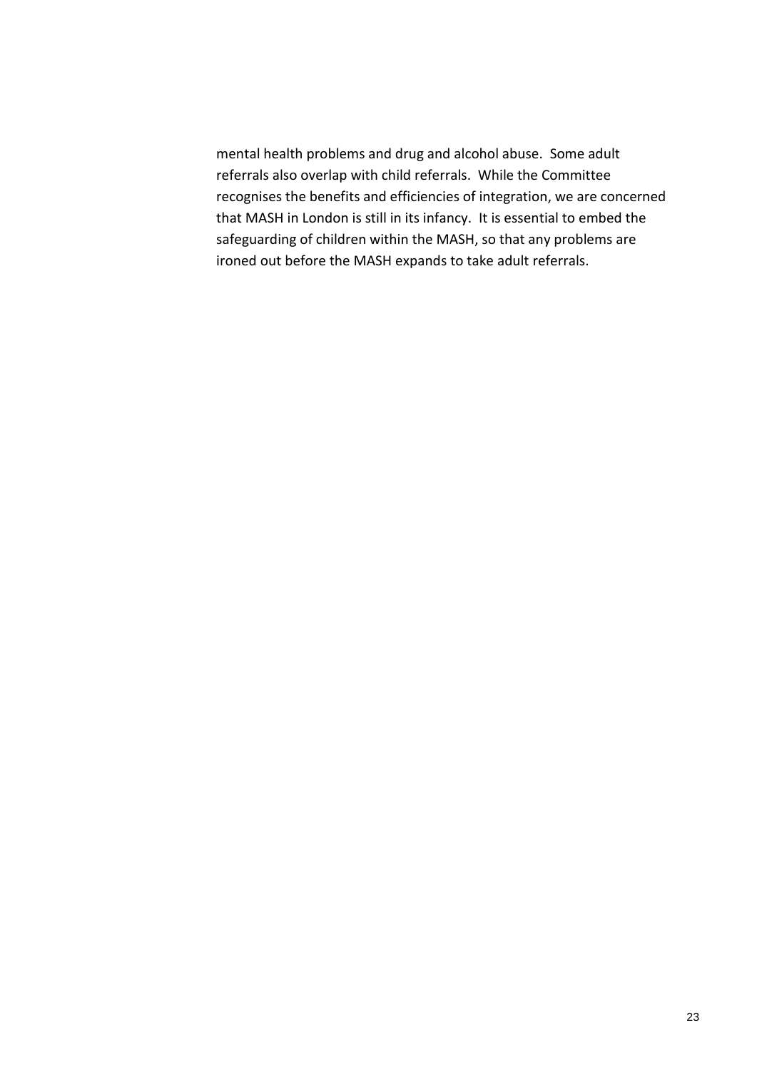mental health problems and drug and alcohol abuse. Some adult referrals also overlap with child referrals. While the Committee recognises the benefits and efficiencies of integration, we are concerned that MASH in London is still in its infancy. It is essential to embed the safeguarding of children within the MASH, so that any problems are ironed out before the MASH expands to take adult referrals.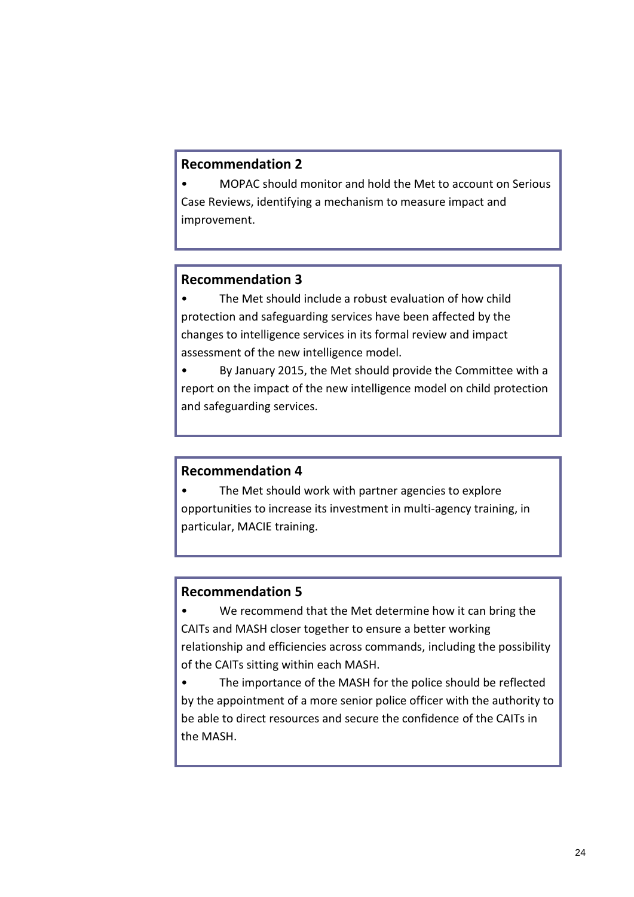**Recommendation 2**

- MOPAC should monitor and hold the Met to account on Serious Case Reviews, identifying a mechanism to measure impact and improvement.

**Recommendation 3**

- The Met should include a robust evaluation of how child protection and safeguarding services have been affected by the changes to intelligence services in its formal review and impact assessment of the new intelligence model.
- By January 2015, the Met should provide the Committee with a report on the impact of the new intelligence model on child protection and safeguarding services.

**Recommendation 4**

- The Met should work with partner agencies to explore opportunities to increase its investment in multi-agency training, in particular, MACIE training.

**Recommendation 5**

- We recommend that the Met determine how it can bring the CAITs and MASH closer together to ensure a better working relationship and efficiencies across commands, including the possibility of the CAITs sitting within each MASH.
- The importance of the MASH for the police should be reflected by the appointment of a more senior police officer with the authority to be able to direct resources and secure the confidence of the CAITs in the MASH.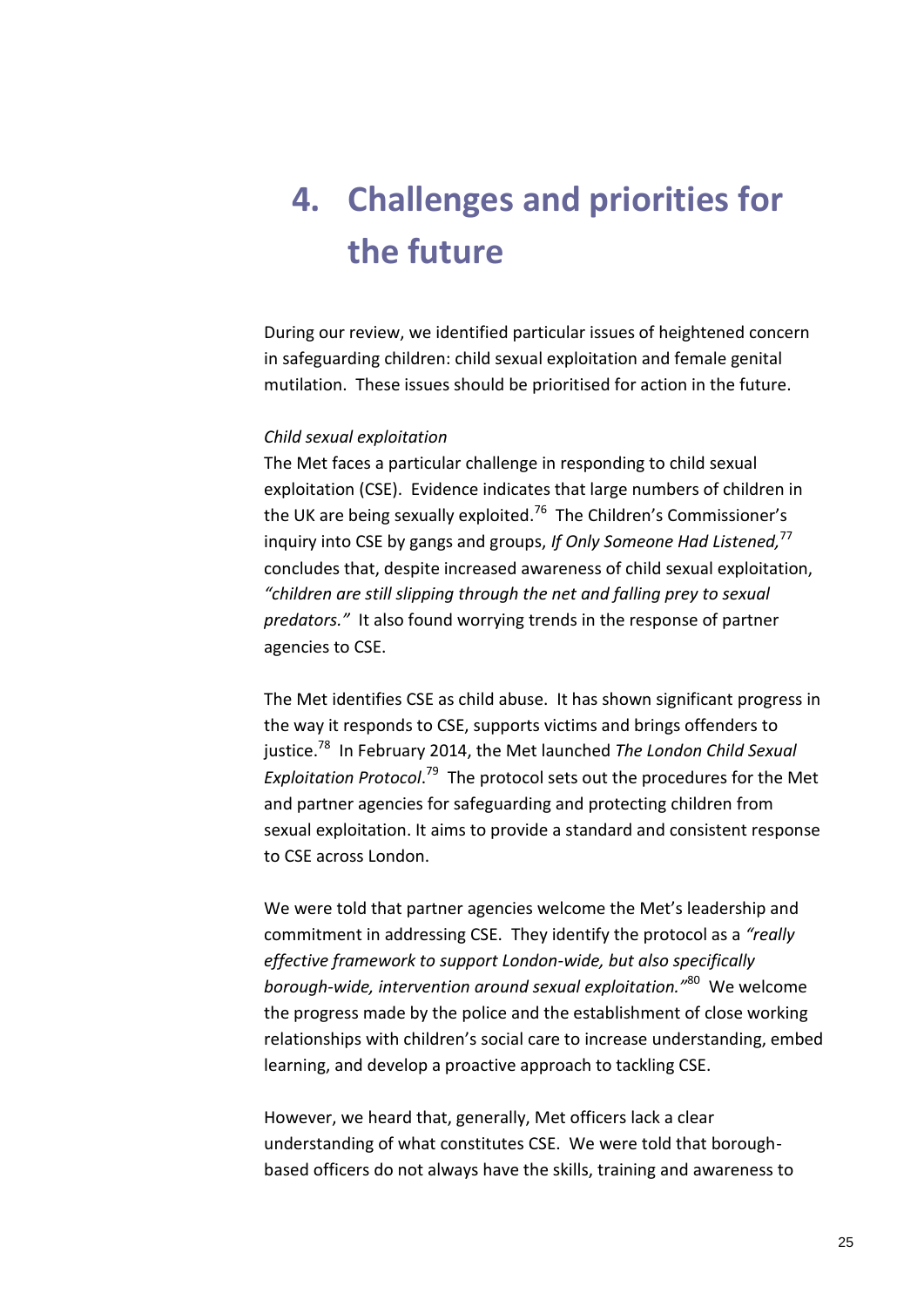# 4. Challenges and priorities for the future

During our review, we identified particular issues of heightened concern in safeguarding children: child sexual exploitation and female genital mutilation. These issues should be prioritised for action in the future.

*Child sexual exploitation*

The Met faces a particular challenge in responding to child sexual exploitation (CSE). Evidence indicates that large numbers of children in the UK are being sexually exploited.[76] The Children's Commissioner's inquiry into CSE by gangs and groups, *If Only Someone Had Listened,*[77] concludes that, despite increased awareness of child sexual exploitation, *"children are still slipping through the net and falling prey to sexual predators."* It also found worrying trends in the response of partner agencies to CSE.

The Met identifies CSE as child abuse. It has shown significant progress in the way it responds to CSE, supports victims and brings offenders to justice.[78] In February 2014, the Met launched *The London Child Sexual Exploitation Protocol*.[79] The protocol sets out the procedures for the Met and partner agencies for safeguarding and protecting children from sexual exploitation. It aims to provide a standard and consistent response to CSE across London.

We were told that partner agencies welcome the Met's leadership and commitment in addressing CSE. They identify the protocol as a *"really effective framework to support London-wide, but also specifically borough-wide, intervention around sexual exploitation."*[80] We welcome the progress made by the police and the establishment of close working relationships with children's social care to increase understanding, embed learning, and develop a proactive approach to tackling CSE.

However, we heard that, generally, Met officers lack a clear understanding of what constitutes CSE. We were told that borough-based officers do not always have the skills, training and awareness to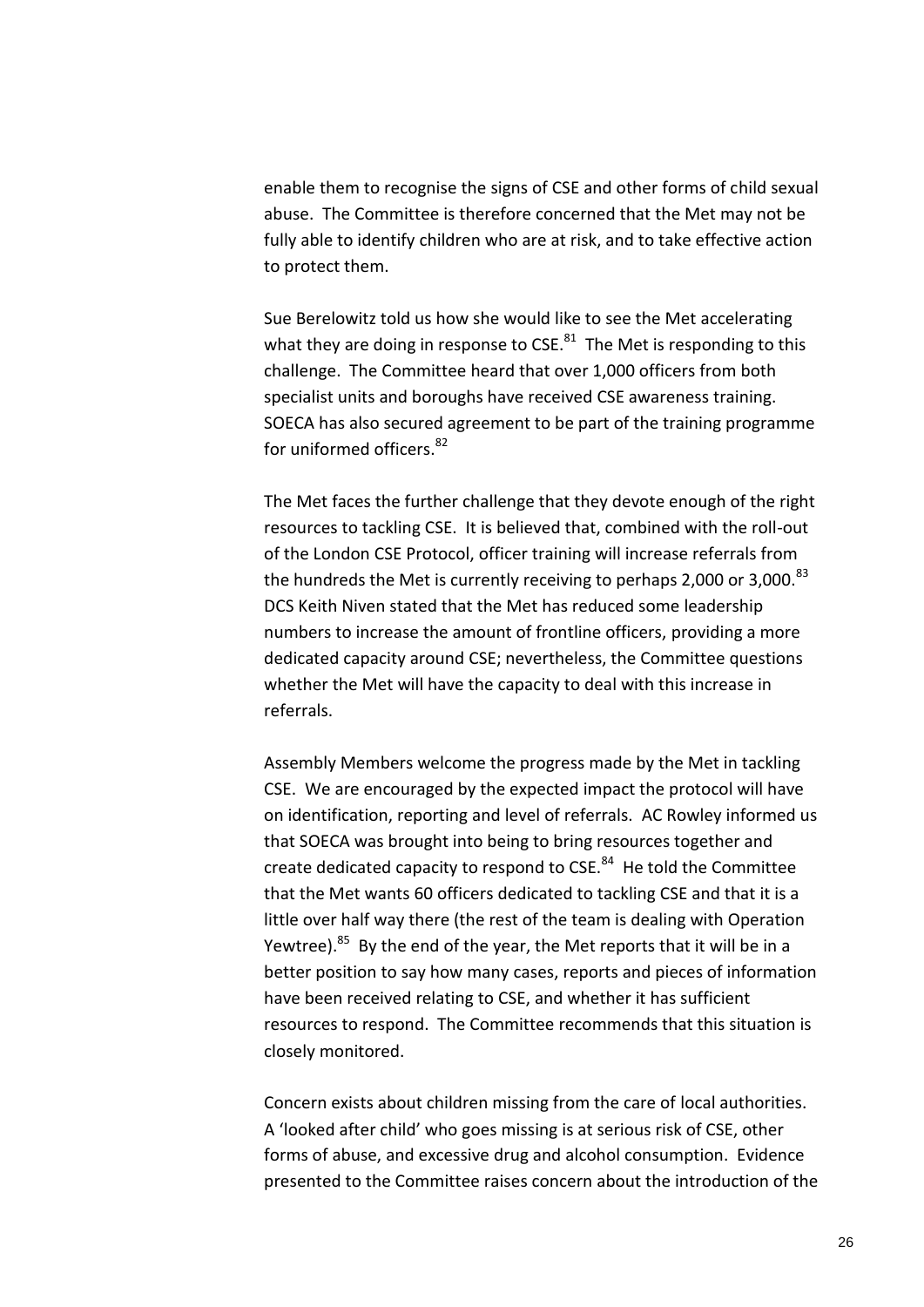enable them to recognise the signs of CSE and other forms of child sexual abuse. The Committee is therefore concerned that the Met may not be fully able to identify children who are at risk, and to take effective action to protect them.

Sue Berelowitz told us how she would like to see the Met accelerating what they are doing in response to CSE.[81] The Met is responding to this challenge. The Committee heard that over 1,000 officers from both specialist units and boroughs have received CSE awareness training. SOECA has also secured agreement to be part of the training programme for uniformed officers.[82]

The Met faces the further challenge that they devote enough of the right resources to tackling CSE. It is believed that, combined with the roll-out of the London CSE Protocol, officer training will increase referrals from the hundreds the Met is currently receiving to perhaps 2,000 or 3,000.[83] DCS Keith Niven stated that the Met has reduced some leadership numbers to increase the amount of frontline officers, providing a more dedicated capacity around CSE; nevertheless, the Committee questions whether the Met will have the capacity to deal with this increase in referrals.

Assembly Members welcome the progress made by the Met in tackling CSE. We are encouraged by the expected impact the protocol will have on identification, reporting and level of referrals. AC Rowley informed us that SOECA was brought into being to bring resources together and create dedicated capacity to respond to CSE.[84] He told the Committee that the Met wants 60 officers dedicated to tackling CSE and that it is a little over half way there (the rest of the team is dealing with Operation Yewtree).[85] By the end of the year, the Met reports that it will be in a better position to say how many cases, reports and pieces of information have been received relating to CSE, and whether it has sufficient resources to respond. The Committee recommends that this situation is closely monitored.

Concern exists about children missing from the care of local authorities. A 'looked after child' who goes missing is at serious risk of CSE, other forms of abuse, and excessive drug and alcohol consumption. Evidence presented to the Committee raises concern about the introduction of the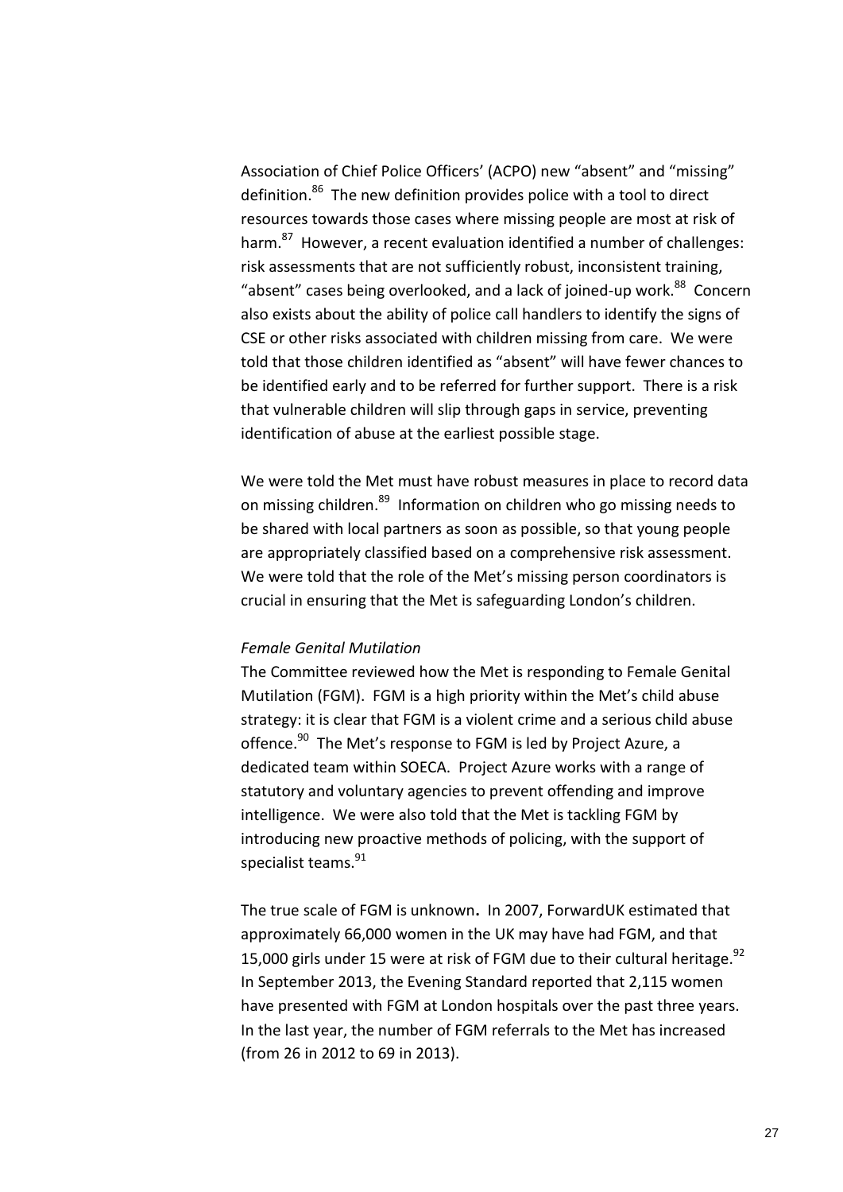Association of Chief Police Officers' (ACPO) new "absent" and "missing" definition.[86] The new definition provides police with a tool to direct resources towards those cases where missing people are most at risk of harm.[87] However, a recent evaluation identified a number of challenges: risk assessments that are not sufficiently robust, inconsistent training, "absent" cases being overlooked, and a lack of joined-up work.[88] Concern also exists about the ability of police call handlers to identify the signs of CSE or other risks associated with children missing from care. We were told that those children identified as "absent" will have fewer chances to be identified early and to be referred for further support. There is a risk that vulnerable children will slip through gaps in service, preventing identification of abuse at the earliest possible stage.

We were told the Met must have robust measures in place to record data on missing children.[89] Information on children who go missing needs to be shared with local partners as soon as possible, so that young people are appropriately classified based on a comprehensive risk assessment. We were told that the role of the Met's missing person coordinators is crucial in ensuring that the Met is safeguarding London's children.

*Female Genital Mutilation*

The Committee reviewed how the Met is responding to Female Genital Mutilation (FGM). FGM is a high priority within the Met's child abuse strategy: it is clear that FGM is a violent crime and a serious child abuse offence.[90] The Met's response to FGM is led by Project Azure, a dedicated team within SOECA. Project Azure works with a range of statutory and voluntary agencies to prevent offending and improve intelligence. We were also told that the Met is tackling FGM by introducing new proactive methods of policing, with the support of specialist teams.[91]

The true scale of FGM is unknown**.** In 2007, ForwardUK estimated that approximately 66,000 women in the UK may have had FGM, and that 15,000 girls under 15 were at risk of FGM due to their cultural heritage.[92] In September 2013, the Evening Standard reported that 2,115 women have presented with FGM at London hospitals over the past three years. In the last year, the number of FGM referrals to the Met has increased (from 26 in 2012 to 69 in 2013).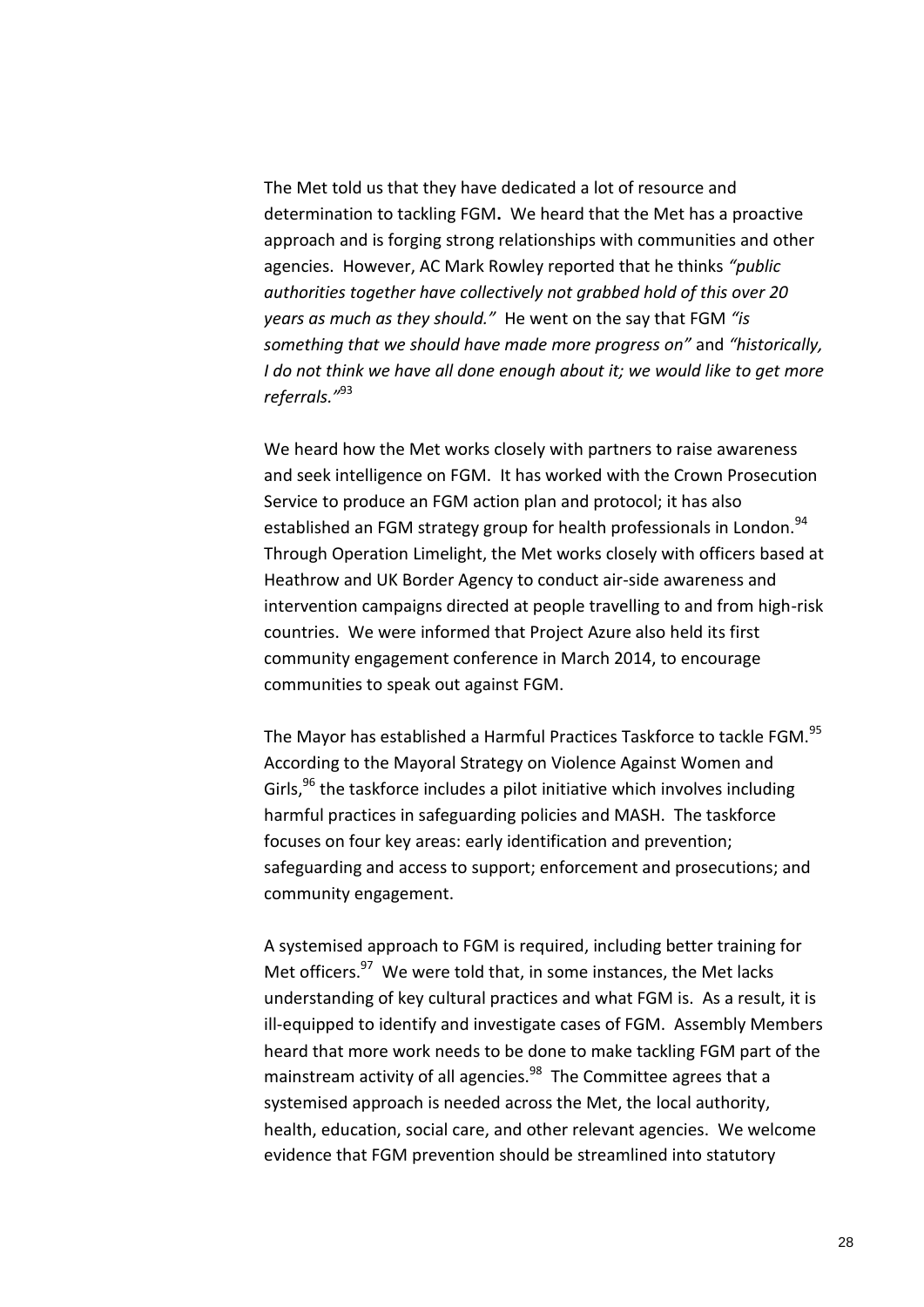The Met told us that they have dedicated a lot of resource and determination to tackling FGM**.** We heard that the Met has a proactive approach and is forging strong relationships with communities and other agencies. However, AC Mark Rowley reported that he thinks *"public authorities together have collectively not grabbed hold of this over 20 years as much as they should."* He went on the say that FGM *"is something that we should have made more progress on"* and *"historically, I do not think we have all done enough about it; we would like to get more referrals."*[93]

We heard how the Met works closely with partners to raise awareness and seek intelligence on FGM. It has worked with the Crown Prosecution Service to produce an FGM action plan and protocol; it has also established an FGM strategy group for health professionals in London.[94] Through Operation Limelight, the Met works closely with officers based at Heathrow and UK Border Agency to conduct air-side awareness and intervention campaigns directed at people travelling to and from high-risk countries. We were informed that Project Azure also held its first community engagement conference in March 2014, to encourage communities to speak out against FGM.

The Mayor has established a Harmful Practices Taskforce to tackle FGM.[95] According to the Mayoral Strategy on Violence Against Women and Girls,[96] the taskforce includes a pilot initiative which involves including harmful practices in safeguarding policies and MASH. The taskforce focuses on four key areas: early identification and prevention; safeguarding and access to support; enforcement and prosecutions; and community engagement.

A systemised approach to FGM is required, including better training for Met officers.[97] We were told that, in some instances, the Met lacks understanding of key cultural practices and what FGM is. As a result, it is ill-equipped to identify and investigate cases of FGM. Assembly Members heard that more work needs to be done to make tackling FGM part of the mainstream activity of all agencies.[98] The Committee agrees that a systemised approach is needed across the Met, the local authority, health, education, social care, and other relevant agencies. We welcome evidence that FGM prevention should be streamlined into statutory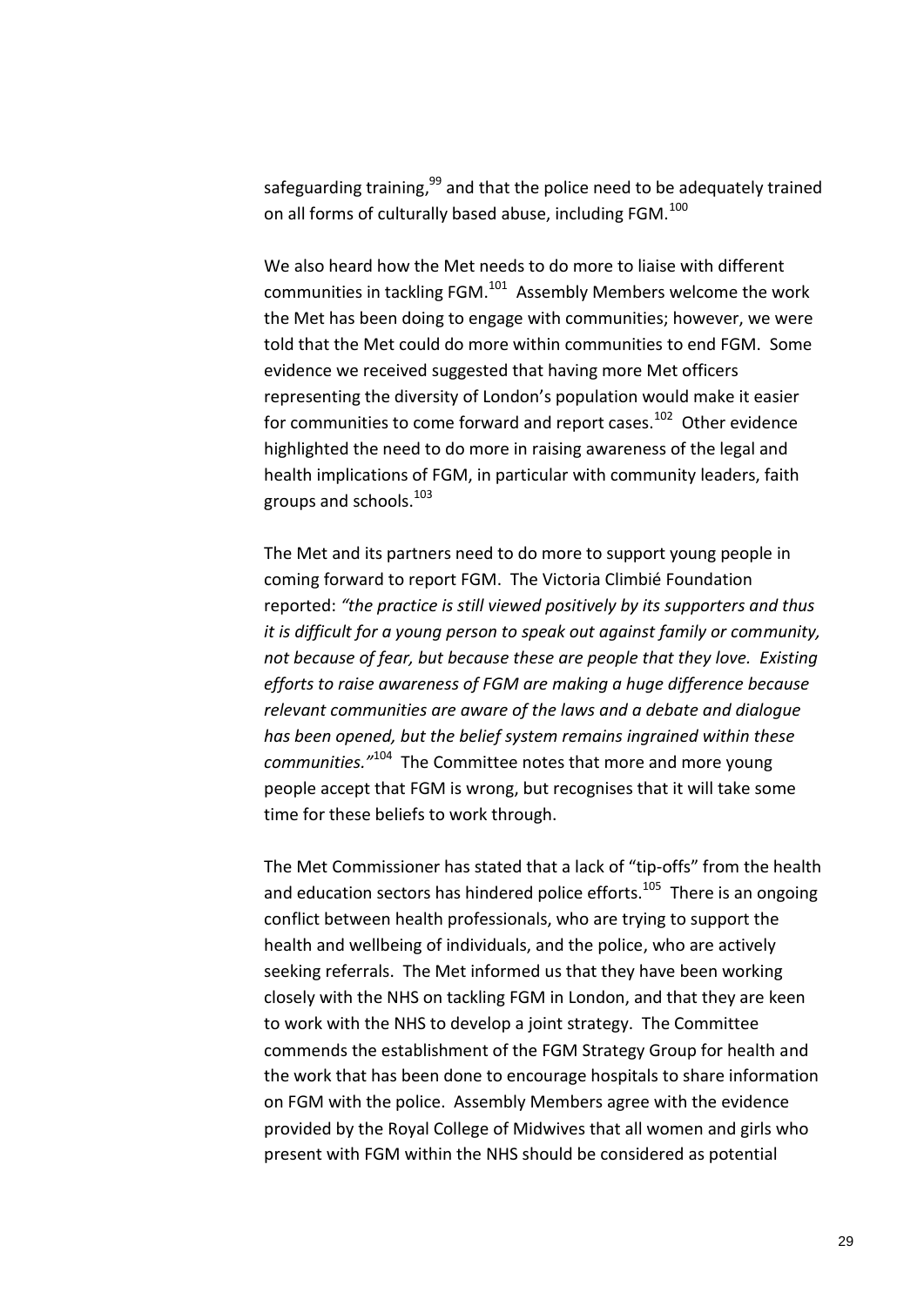safeguarding training,[99] and that the police need to be adequately trained on all forms of culturally based abuse, including FGM.[100]

We also heard how the Met needs to do more to liaise with different communities in tackling FGM.[101] Assembly Members welcome the work the Met has been doing to engage with communities; however, we were told that the Met could do more within communities to end FGM. Some evidence we received suggested that having more Met officers representing the diversity of London's population would make it easier for communities to come forward and report cases.[102] Other evidence highlighted the need to do more in raising awareness of the legal and health implications of FGM, in particular with community leaders, faith groups and schools.[103]

The Met and its partners need to do more to support young people in coming forward to report FGM. The Victoria Climbié Foundation reported: *"the practice is still viewed positively by its supporters and thus it is difficult for a young person to speak out against family or community, not because of fear, but because these are people that they love. Existing efforts to raise awareness of FGM are making a huge difference because relevant communities are aware of the laws and a debate and dialogue has been opened, but the belief system remains ingrained within these communities."*[104] The Committee notes that more and more young people accept that FGM is wrong, but recognises that it will take some time for these beliefs to work through.

The Met Commissioner has stated that a lack of "tip-offs" from the health and education sectors has hindered police efforts.[105] There is an ongoing conflict between health professionals, who are trying to support the health and wellbeing of individuals, and the police, who are actively seeking referrals. The Met informed us that they have been working closely with the NHS on tackling FGM in London, and that they are keen to work with the NHS to develop a joint strategy. The Committee commends the establishment of the FGM Strategy Group for health and the work that has been done to encourage hospitals to share information on FGM with the police. Assembly Members agree with the evidence provided by the Royal College of Midwives that all women and girls who present with FGM within the NHS should be considered as potential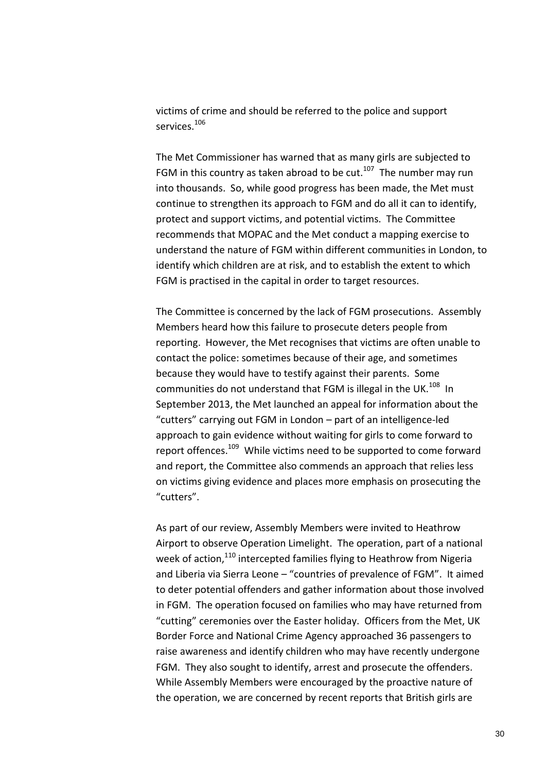victims of crime and should be referred to the police and support services.[106]

The Met Commissioner has warned that as many girls are subjected to FGM in this country as taken abroad to be cut.[107] The number may run into thousands. So, while good progress has been made, the Met must continue to strengthen its approach to FGM and do all it can to identify, protect and support victims, and potential victims. The Committee recommends that MOPAC and the Met conduct a mapping exercise to understand the nature of FGM within different communities in London, to identify which children are at risk, and to establish the extent to which FGM is practised in the capital in order to target resources.

The Committee is concerned by the lack of FGM prosecutions. Assembly Members heard how this failure to prosecute deters people from reporting. However, the Met recognises that victims are often unable to contact the police: sometimes because of their age, and sometimes because they would have to testify against their parents. Some communities do not understand that FGM is illegal in the UK.[108] In September 2013, the Met launched an appeal for information about the "cutters" carrying out FGM in London – part of an intelligence-led approach to gain evidence without waiting for girls to come forward to report offences.[109] While victims need to be supported to come forward and report, the Committee also commends an approach that relies less on victims giving evidence and places more emphasis on prosecuting the "cutters".

As part of our review, Assembly Members were invited to Heathrow Airport to observe Operation Limelight. The operation, part of a national week of action,[110] intercepted families flying to Heathrow from Nigeria and Liberia via Sierra Leone – "countries of prevalence of FGM". It aimed to deter potential offenders and gather information about those involved in FGM. The operation focused on families who may have returned from "cutting" ceremonies over the Easter holiday. Officers from the Met, UK Border Force and National Crime Agency approached 36 passengers to raise awareness and identify children who may have recently undergone FGM. They also sought to identify, arrest and prosecute the offenders. While Assembly Members were encouraged by the proactive nature of the operation, we are concerned by recent reports that British girls are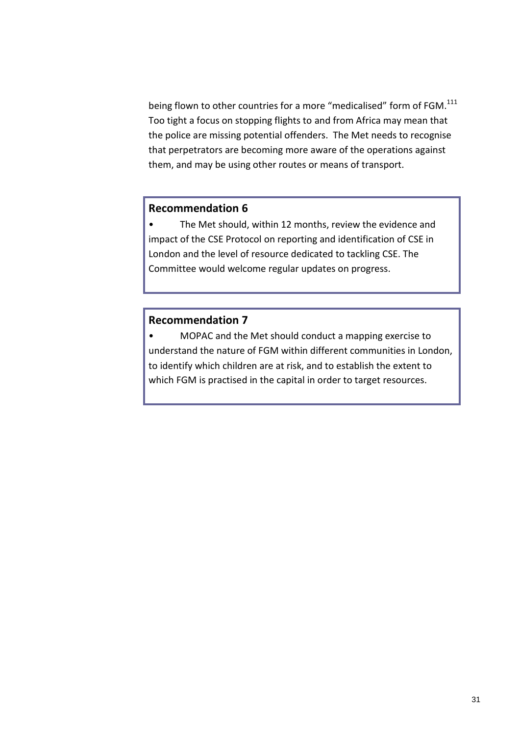being flown to other countries for a more "medicalised" form of FGM.[111] Too tight a focus on stopping flights to and from Africa may mean that the police are missing potential offenders. The Met needs to recognise that perpetrators are becoming more aware of the operations against them, and may be using other routes or means of transport.

## Recommendation 6

- The Met should, within 12 months, review the evidence and impact of the CSE Protocol on reporting and identification of CSE in London and the level of resource dedicated to tackling CSE. The Committee would welcome regular updates on progress.

## Recommendation 7

- MOPAC and the Met should conduct a mapping exercise to understand the nature of FGM within different communities in London, to identify which children are at risk, and to establish the extent to which FGM is practised in the capital in order to target resources.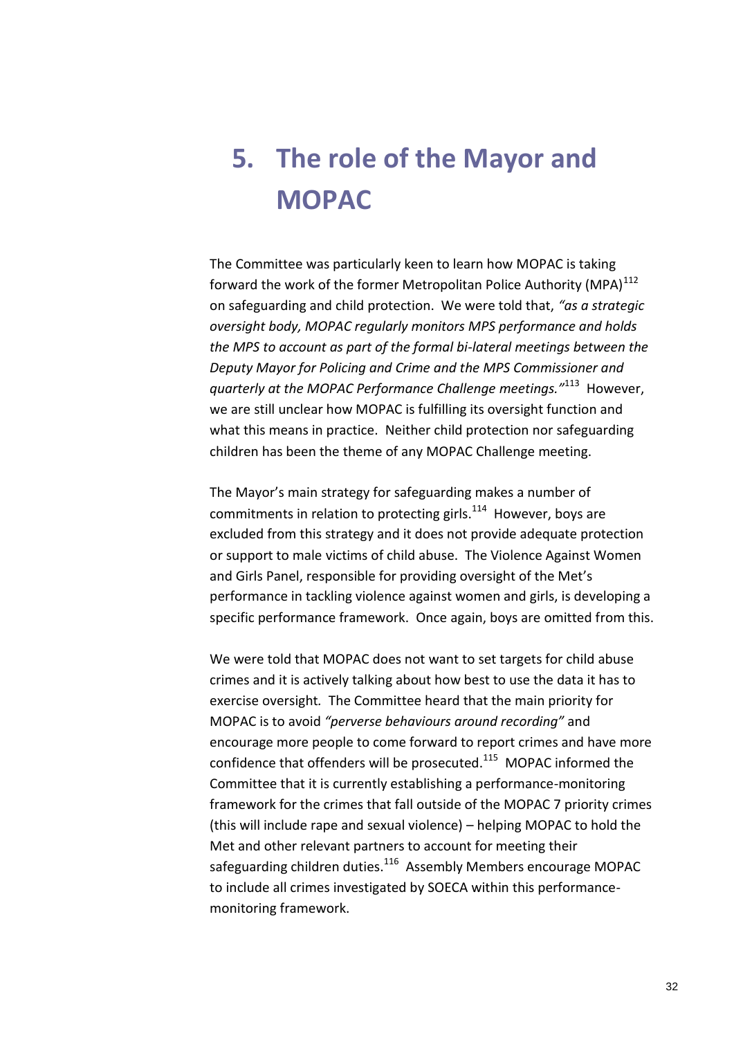# 5. The role of the Mayor and MOPAC

The Committee was particularly keen to learn how MOPAC is taking forward the work of the former Metropolitan Police Authority (MPA)[112] on safeguarding and child protection. We were told that, *"as a strategic oversight body, MOPAC regularly monitors MPS performance and holds the MPS to account as part of the formal bi-lateral meetings between the Deputy Mayor for Policing and Crime and the MPS Commissioner and quarterly at the MOPAC Performance Challenge meetings."*[113] However, we are still unclear how MOPAC is fulfilling its oversight function and what this means in practice. Neither child protection nor safeguarding children has been the theme of any MOPAC Challenge meeting.

The Mayor's main strategy for safeguarding makes a number of commitments in relation to protecting girls.[114] However, boys are excluded from this strategy and it does not provide adequate protection or support to male victims of child abuse. The Violence Against Women and Girls Panel, responsible for providing oversight of the Met's performance in tackling violence against women and girls, is developing a specific performance framework. Once again, boys are omitted from this.

We were told that MOPAC does not want to set targets for child abuse crimes and it is actively talking about how best to use the data it has to exercise oversight. The Committee heard that the main priority for MOPAC is to avoid *"perverse behaviours around recording"* and encourage more people to come forward to report crimes and have more confidence that offenders will be prosecuted.[115] MOPAC informed the Committee that it is currently establishing a performance-monitoring framework for the crimes that fall outside of the MOPAC 7 priority crimes (this will include rape and sexual violence) – helping MOPAC to hold the Met and other relevant partners to account for meeting their safeguarding children duties.[116] Assembly Members encourage MOPAC to include all crimes investigated by SOECA within this performance-monitoring framework.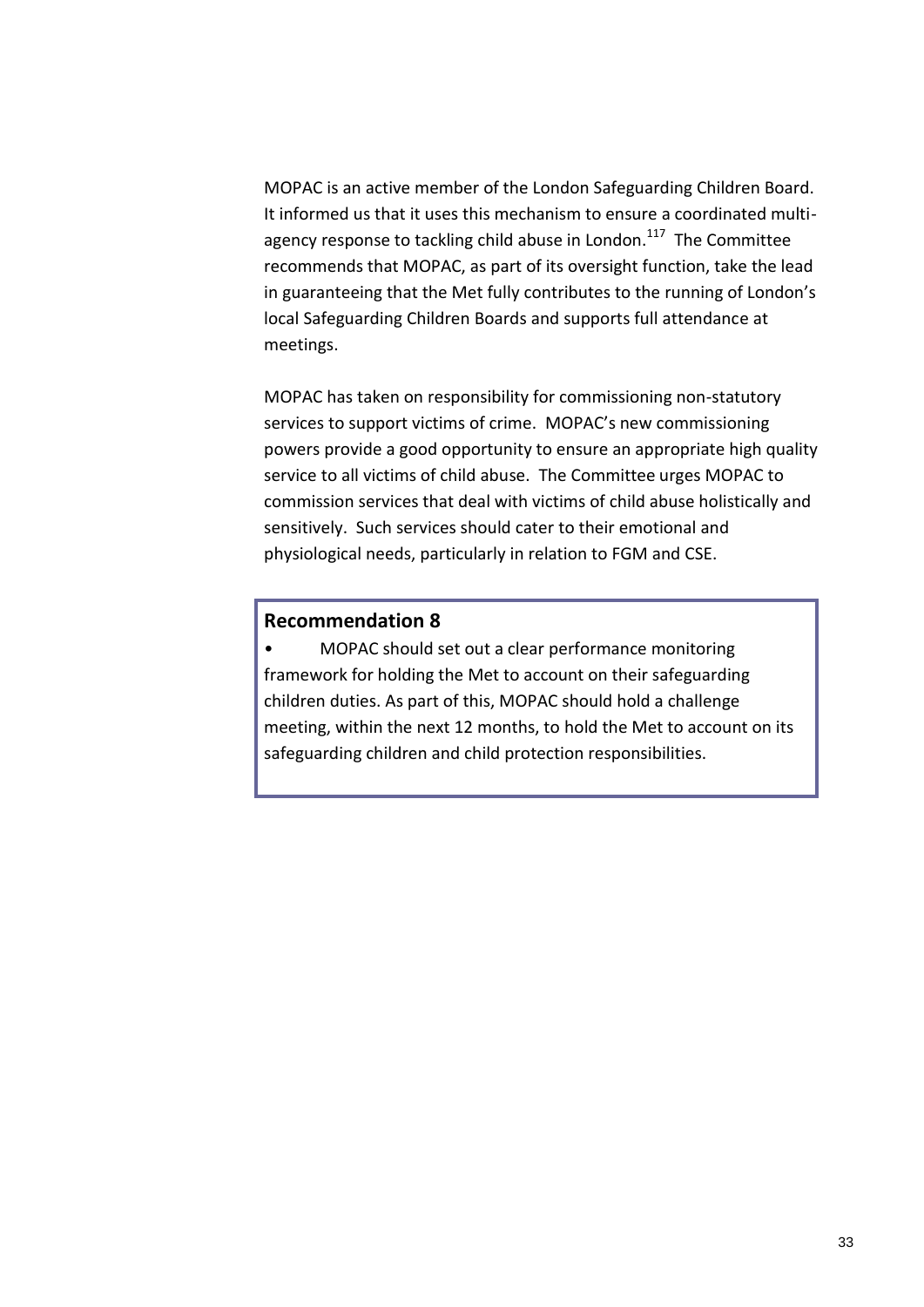MOPAC is an active member of the London Safeguarding Children Board. It informed us that it uses this mechanism to ensure a coordinated multi-agency response to tackling child abuse in London.[117] The Committee recommends that MOPAC, as part of its oversight function, take the lead in guaranteeing that the Met fully contributes to the running of London's local Safeguarding Children Boards and supports full attendance at meetings.

MOPAC has taken on responsibility for commissioning non-statutory services to support victims of crime. MOPAC's new commissioning powers provide a good opportunity to ensure an appropriate high quality service to all victims of child abuse. The Committee urges MOPAC to commission services that deal with victims of child abuse holistically and sensitively. Such services should cater to their emotional and physiological needs, particularly in relation to FGM and CSE.

### Recommendation 8

- MOPAC should set out a clear performance monitoring framework for holding the Met to account on their safeguarding children duties. As part of this, MOPAC should hold a challenge meeting, within the next 12 months, to hold the Met to account on its safeguarding children and child protection responsibilities.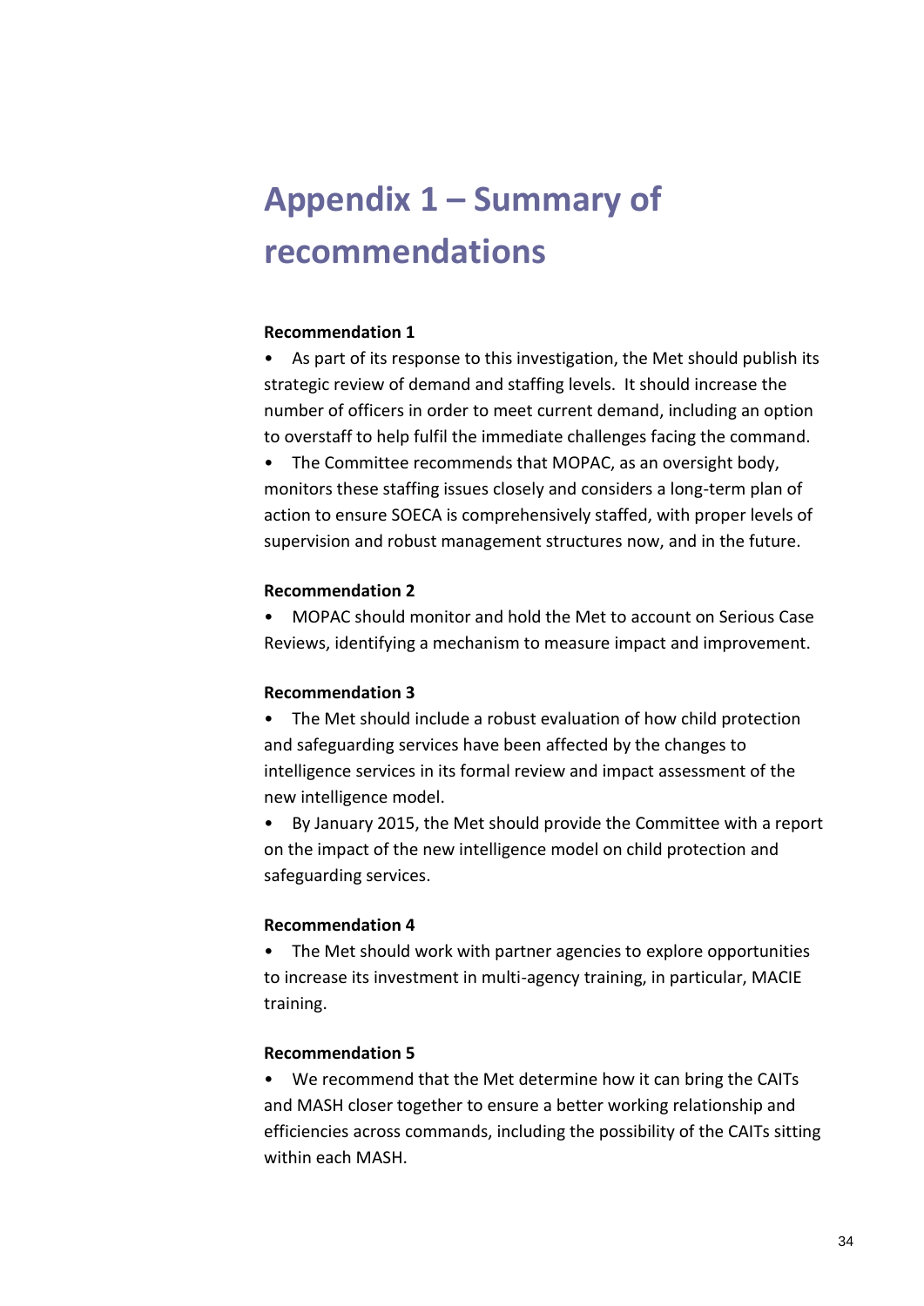# Appendix 1 – Summary of recommendations

**Recommendation 1**

- As part of its response to this investigation, the Met should publish its strategic review of demand and staffing levels. It should increase the number of officers in order to meet current demand, including an option to overstaff to help fulfil the immediate challenges facing the command.
- The Committee recommends that MOPAC, as an oversight body, monitors these staffing issues closely and considers a long-term plan of action to ensure SOECA is comprehensively staffed, with proper levels of supervision and robust management structures now, and in the future.

**Recommendation 2**

- MOPAC should monitor and hold the Met to account on Serious Case Reviews, identifying a mechanism to measure impact and improvement.

**Recommendation 3**

- The Met should include a robust evaluation of how child protection and safeguarding services have been affected by the changes to intelligence services in its formal review and impact assessment of the new intelligence model.
- By January 2015, the Met should provide the Committee with a report on the impact of the new intelligence model on child protection and safeguarding services.

**Recommendation 4**

- The Met should work with partner agencies to explore opportunities to increase its investment in multi-agency training, in particular, MACIE training.

**Recommendation 5**

- We recommend that the Met determine how it can bring the CAITs and MASH closer together to ensure a better working relationship and efficiencies across commands, including the possibility of the CAITs sitting within each MASH.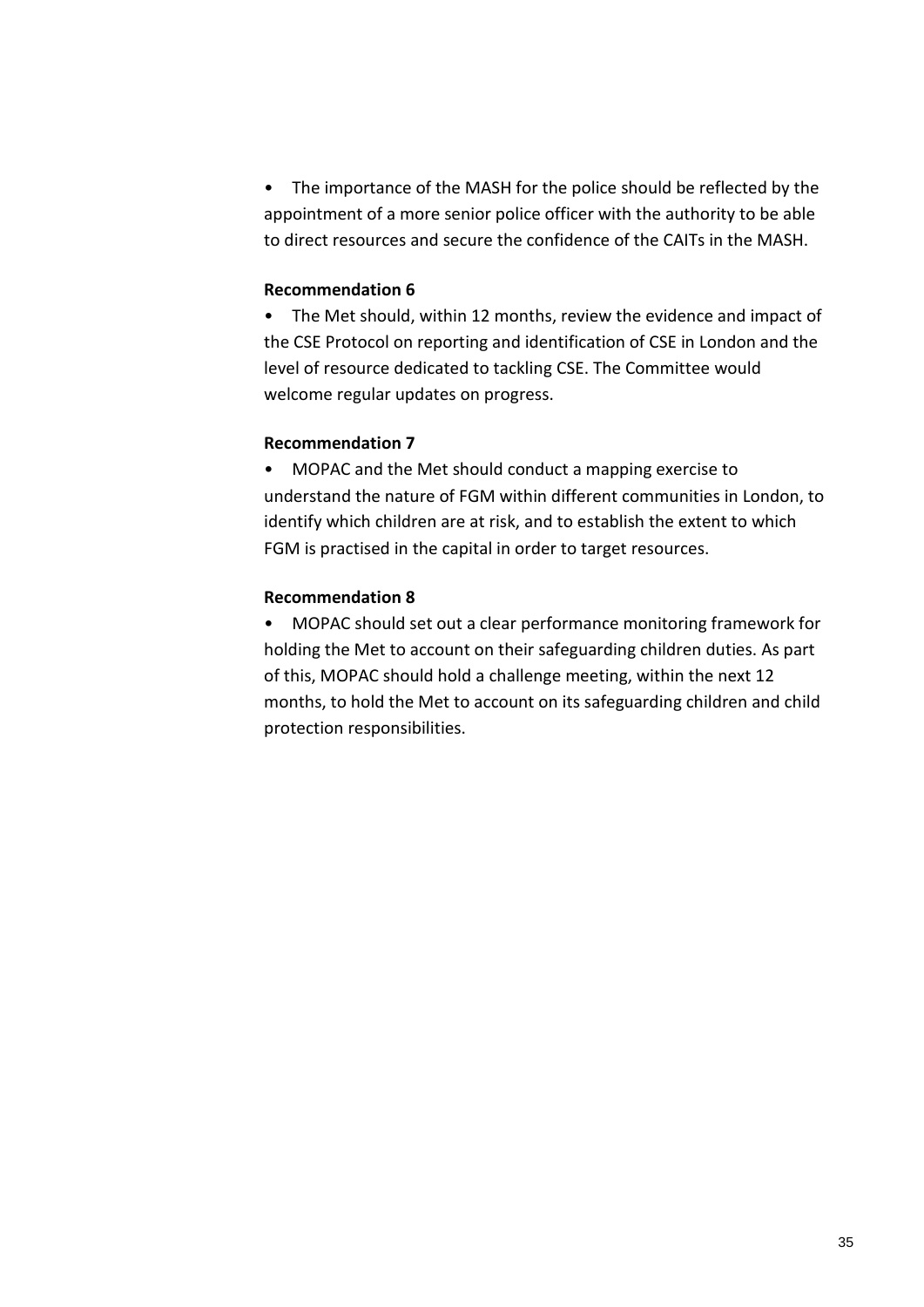- The importance of the MASH for the police should be reflected by the appointment of a more senior police officer with the authority to be able to direct resources and secure the confidence of the CAITs in the MASH.

**Recommendation 6**

- The Met should, within 12 months, review the evidence and impact of the CSE Protocol on reporting and identification of CSE in London and the level of resource dedicated to tackling CSE. The Committee would welcome regular updates on progress.

**Recommendation 7**

- MOPAC and the Met should conduct a mapping exercise to understand the nature of FGM within different communities in London, to identify which children are at risk, and to establish the extent to which FGM is practised in the capital in order to target resources.

**Recommendation 8**

- MOPAC should set out a clear performance monitoring framework for holding the Met to account on their safeguarding children duties. As part of this, MOPAC should hold a challenge meeting, within the next 12 months, to hold the Met to account on its safeguarding children and child protection responsibilities.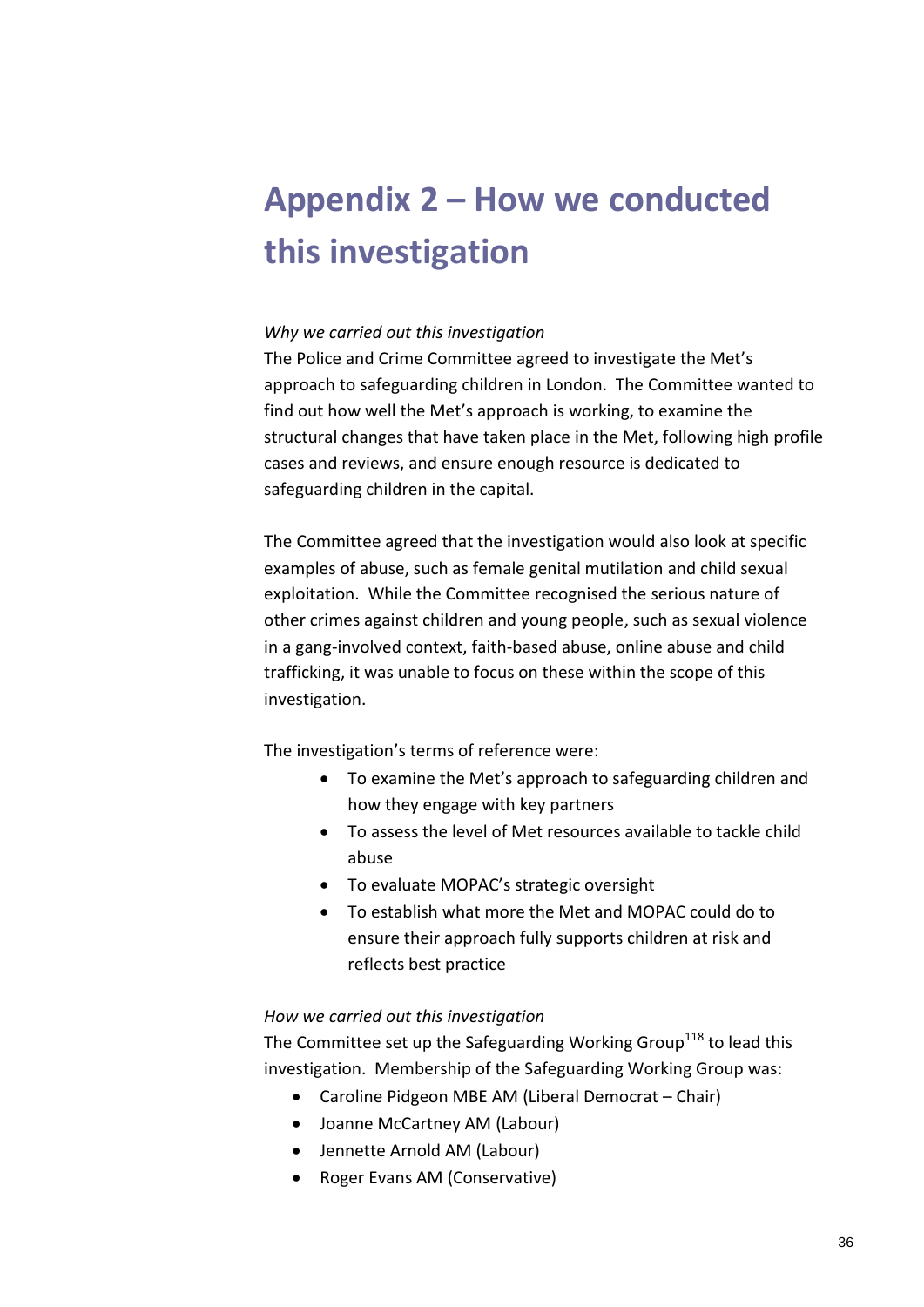# Appendix 2 – How we conducted this investigation

*Why we carried out this investigation*

The Police and Crime Committee agreed to investigate the Met's approach to safeguarding children in London. The Committee wanted to find out how well the Met's approach is working, to examine the structural changes that have taken place in the Met, following high profile cases and reviews, and ensure enough resource is dedicated to safeguarding children in the capital.

The Committee agreed that the investigation would also look at specific examples of abuse, such as female genital mutilation and child sexual exploitation. While the Committee recognised the serious nature of other crimes against children and young people, such as sexual violence in a gang-involved context, faith-based abuse, online abuse and child trafficking, it was unable to focus on these within the scope of this investigation.

The investigation's terms of reference were:

- To examine the Met's approach to safeguarding children and how they engage with key partners
- To assess the level of Met resources available to tackle child abuse
- To evaluate MOPAC's strategic oversight
- To establish what more the Met and MOPAC could do to ensure their approach fully supports children at risk and reflects best practice

*How we carried out this investigation*

The Committee set up the Safeguarding Working Group[118] to lead this investigation. Membership of the Safeguarding Working Group was:

- Caroline Pidgeon MBE AM (Liberal Democrat – Chair)
- Joanne McCartney AM (Labour)
- Jennette Arnold AM (Labour)
- Roger Evans AM (Conservative)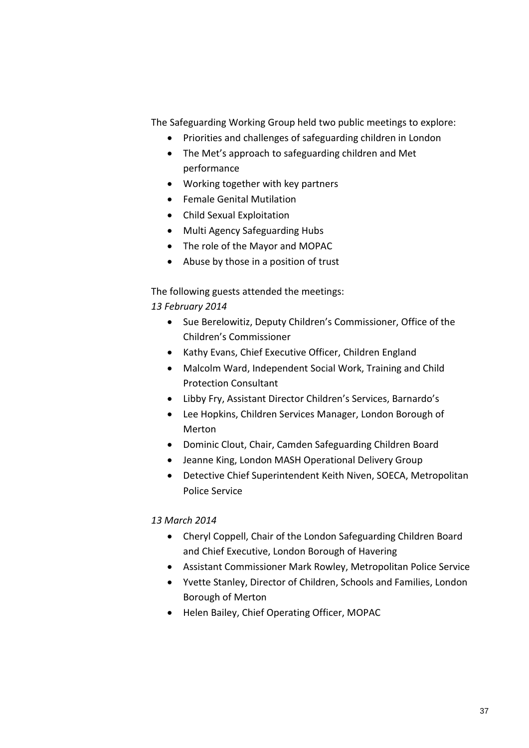The Safeguarding Working Group held two public meetings to explore:

- Priorities and challenges of safeguarding children in London
- The Met's approach to safeguarding children and Met performance
- Working together with key partners
- Female Genital Mutilation
- Child Sexual Exploitation
- Multi Agency Safeguarding Hubs
- The role of the Mayor and MOPAC
- Abuse by those in a position of trust

The following guests attended the meetings:

*13 February 2014*

- Sue Berelowitiz, Deputy Children's Commissioner, Office of the Children's Commissioner
- Kathy Evans, Chief Executive Officer, Children England
- Malcolm Ward, Independent Social Work, Training and Child Protection Consultant
- Libby Fry, Assistant Director Children's Services, Barnardo's
- Lee Hopkins, Children Services Manager, London Borough of Merton
- Dominic Clout, Chair, Camden Safeguarding Children Board
- Jeanne King, London MASH Operational Delivery Group
- Detective Chief Superintendent Keith Niven, SOECA, Metropolitan Police Service

*13 March 2014*

- Cheryl Coppell, Chair of the London Safeguarding Children Board and Chief Executive, London Borough of Havering
- Assistant Commissioner Mark Rowley, Metropolitan Police Service
- Yvette Stanley, Director of Children, Schools and Families, London Borough of Merton
- Helen Bailey, Chief Operating Officer, MOPAC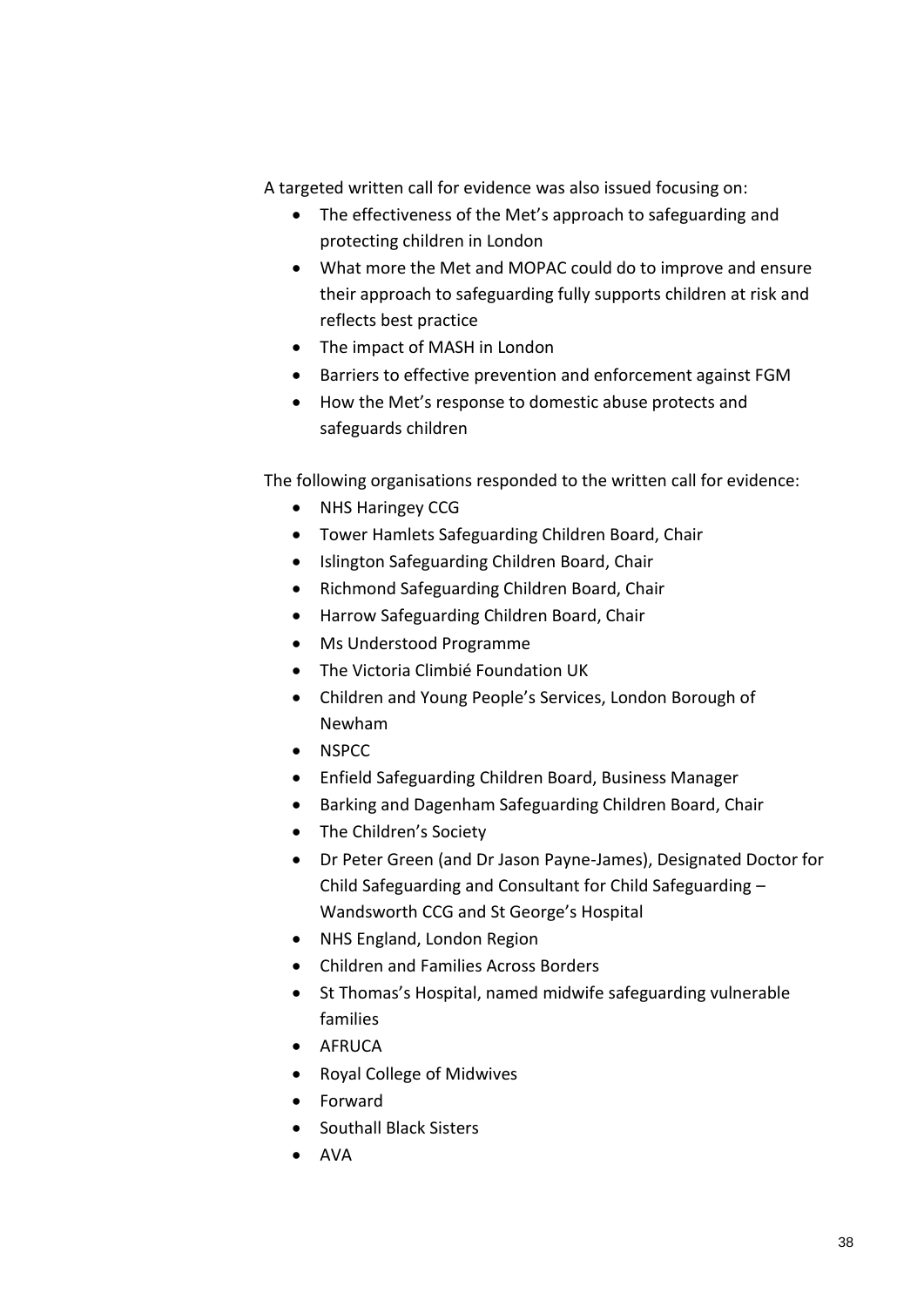A targeted written call for evidence was also issued focusing on:

- The effectiveness of the Met's approach to safeguarding and protecting children in London
- What more the Met and MOPAC could do to improve and ensure their approach to safeguarding fully supports children at risk and reflects best practice
- The impact of MASH in London
- Barriers to effective prevention and enforcement against FGM
- How the Met's response to domestic abuse protects and safeguards children

The following organisations responded to the written call for evidence:

- NHS Haringey CCG
- Tower Hamlets Safeguarding Children Board, Chair
- Islington Safeguarding Children Board, Chair
- Richmond Safeguarding Children Board, Chair
- Harrow Safeguarding Children Board, Chair
- Ms Understood Programme
- The Victoria Climbié Foundation UK
- Children and Young People's Services, London Borough of Newham
- NSPCC
- Enfield Safeguarding Children Board, Business Manager
- Barking and Dagenham Safeguarding Children Board, Chair
- The Children's Society
- Dr Peter Green (and Dr Jason Payne-James), Designated Doctor for Child Safeguarding and Consultant for Child Safeguarding – Wandsworth CCG and St George's Hospital
- NHS England, London Region
- Children and Families Across Borders
- St Thomas's Hospital, named midwife safeguarding vulnerable families
- AFRUCA
- Royal College of Midwives
- Forward
- Southall Black Sisters
- AVA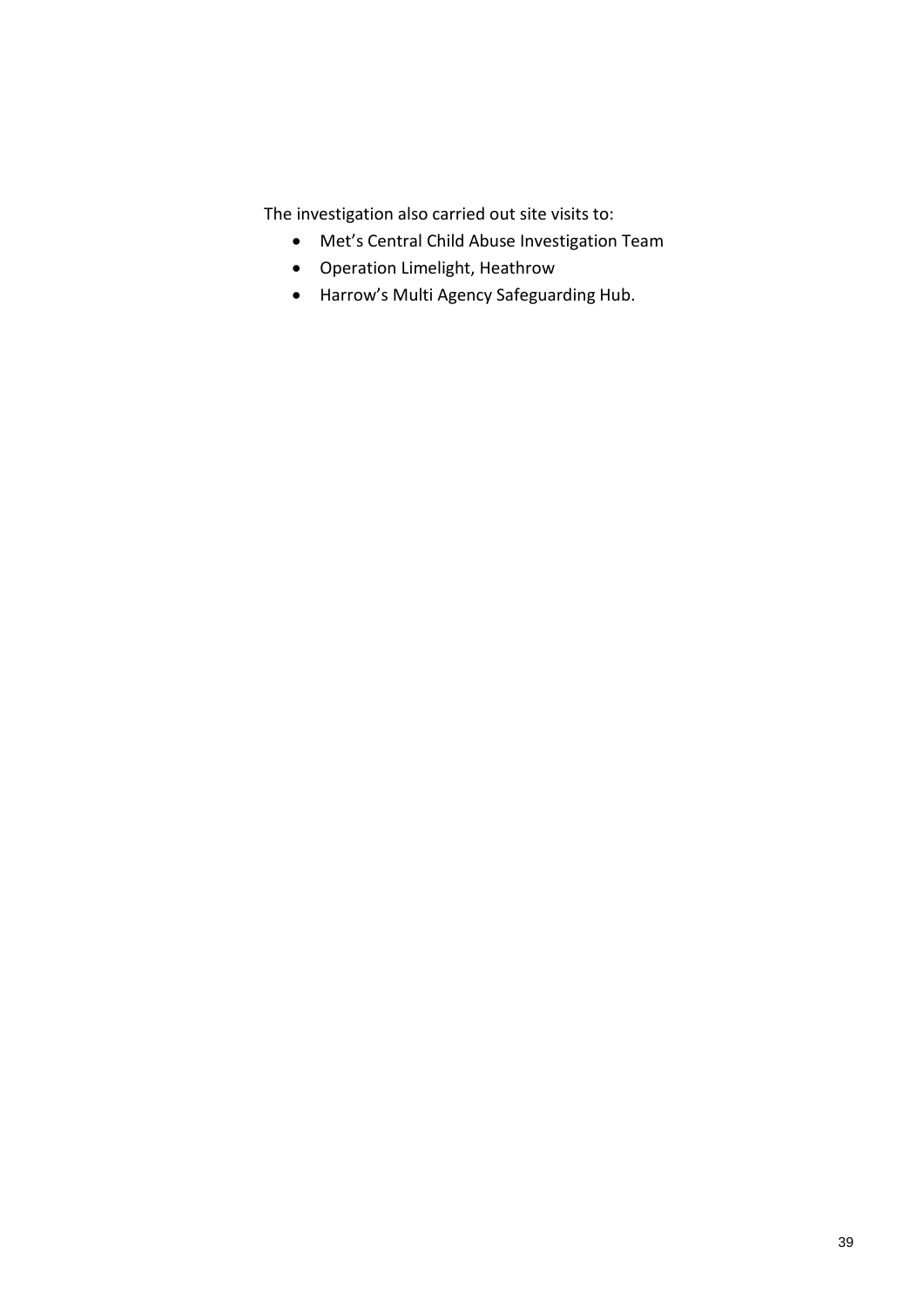The investigation also carried out site visits to:

- Met’s Central Child Abuse Investigation Team
- Operation Limelight, Heathrow
- Harrow’s Multi Agency Safeguarding Hub.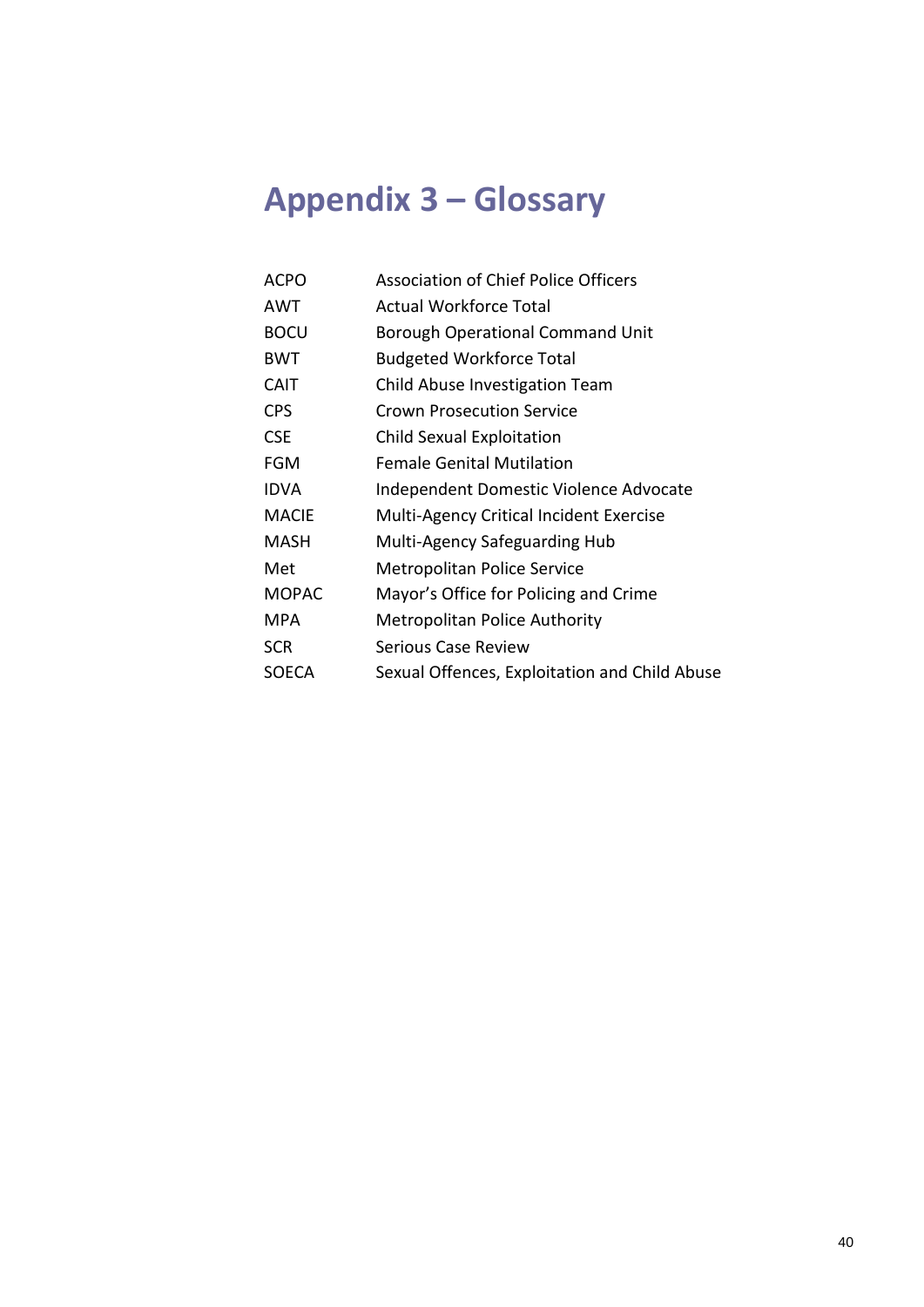# Appendix 3 – Glossary

| | |
|---|---|
| ACPO | Association of Chief Police Officers |
| AWT | Actual Workforce Total |
| BOCU | Borough Operational Command Unit |
| BWT | Budgeted Workforce Total |
| CAIT | Child Abuse Investigation Team |
| CPS | Crown Prosecution Service |
| CSE | Child Sexual Exploitation |
| FGM | Female Genital Mutilation |
| IDVA | Independent Domestic Violence Advocate |
| MACIE | Multi-Agency Critical Incident Exercise |
| MASH | Multi-Agency Safeguarding Hub |
| Met | Metropolitan Police Service |
| MOPAC | Mayor's Office for Policing and Crime |
| MPA | Metropolitan Police Authority |
| SCR | Serious Case Review |
| SOECA | Sexual Offences, Exploitation and Child Abuse |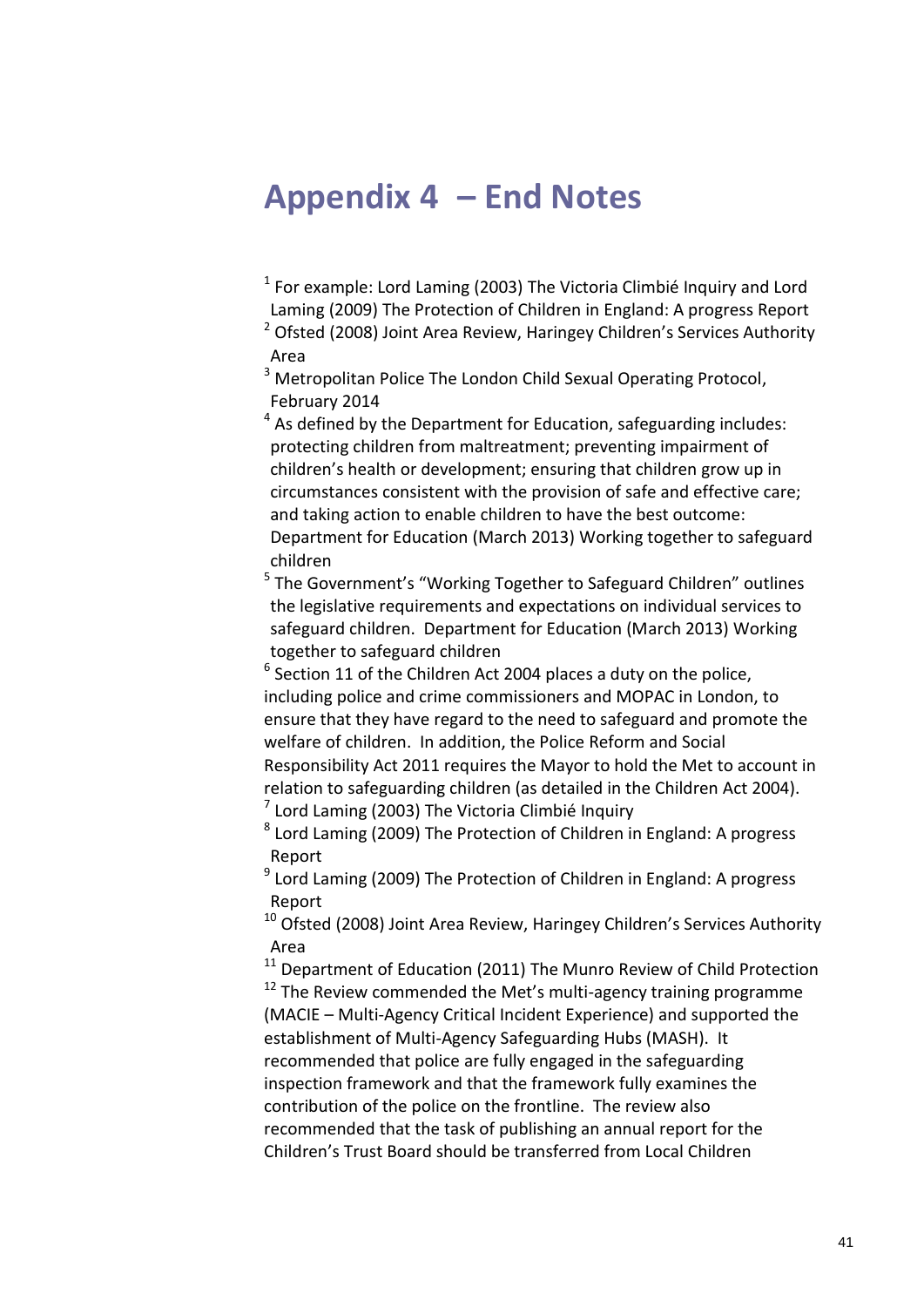# Appendix 4 – End Notes

[1] For example: Lord Laming (2003) The Victoria Climbié Inquiry and Lord Laming (2009) The Protection of Children in England: A progress Report

[2] Ofsted (2008) Joint Area Review, Haringey Children's Services Authority Area

[3] Metropolitan Police The London Child Sexual Operating Protocol, February 2014

[4] As defined by the Department for Education, safeguarding includes: protecting children from maltreatment; preventing impairment of children's health or development; ensuring that children grow up in circumstances consistent with the provision of safe and effective care; and taking action to enable children to have the best outcome: Department for Education (March 2013) Working together to safeguard children

[5] The Government's "Working Together to Safeguard Children" outlines the legislative requirements and expectations on individual services to safeguard children. Department for Education (March 2013) Working together to safeguard children

[6] Section 11 of the Children Act 2004 places a duty on the police, including police and crime commissioners and MOPAC in London, to ensure that they have regard to the need to safeguard and promote the welfare of children. In addition, the Police Reform and Social Responsibility Act 2011 requires the Mayor to hold the Met to account in relation to safeguarding children (as detailed in the Children Act 2004).

[7] Lord Laming (2003) The Victoria Climbié Inquiry

[8] Lord Laming (2009) The Protection of Children in England: A progress Report

[9] Lord Laming (2009) The Protection of Children in England: A progress Report

[10] Ofsted (2008) Joint Area Review, Haringey Children's Services Authority Area

[11] Department of Education (2011) The Munro Review of Child Protection

[12] The Review commended the Met's multi-agency training programme (MACIE – Multi-Agency Critical Incident Experience) and supported the establishment of Multi-Agency Safeguarding Hubs (MASH). It recommended that police are fully engaged in the safeguarding inspection framework and that the framework fully examines the contribution of the police on the frontline. The review also recommended that the task of publishing an annual report for the Children's Trust Board should be transferred from Local Children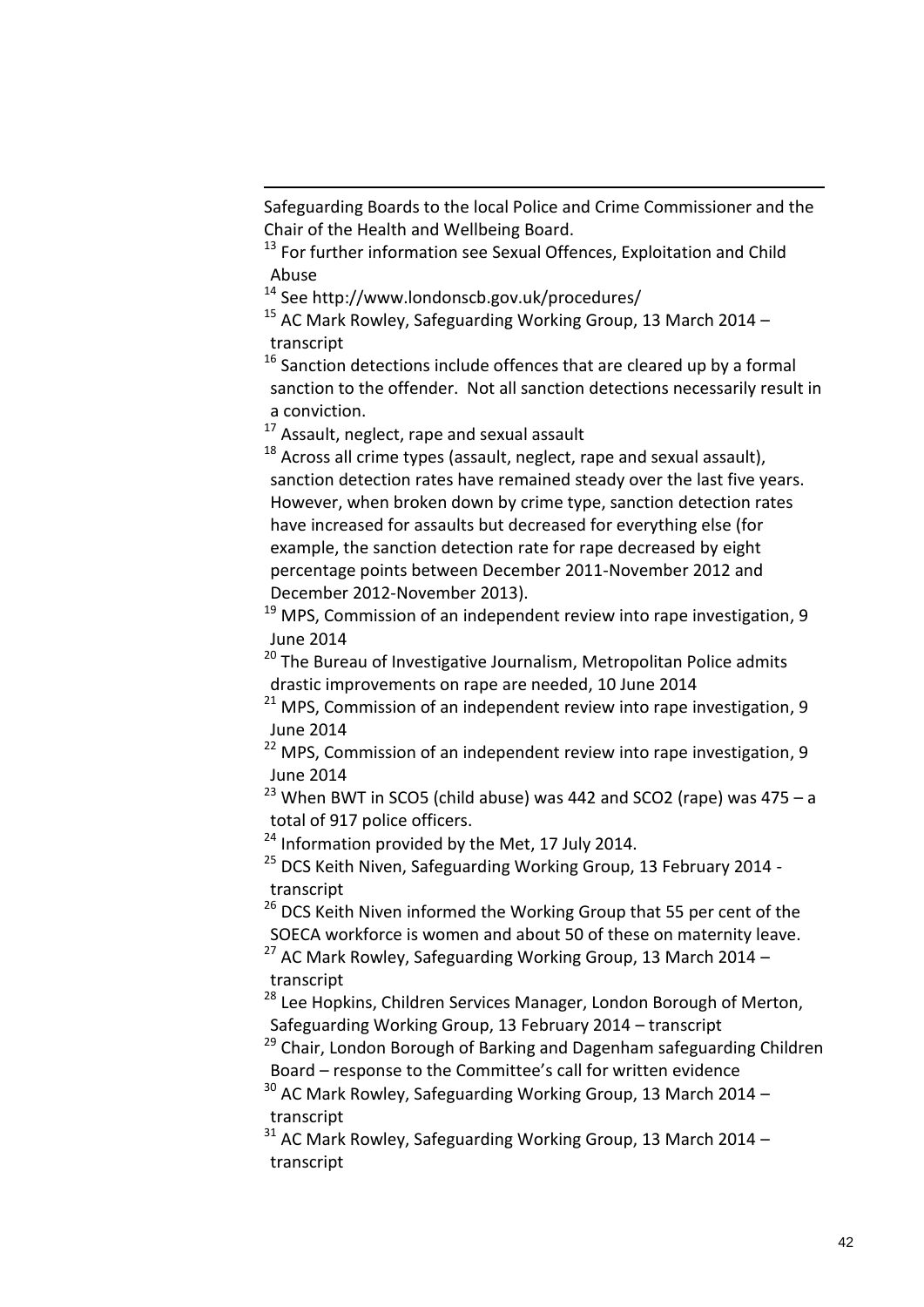Safeguarding Boards to the local Police and Crime Commissioner and the Chair of the Health and Wellbeing Board.

[13] For further information see Sexual Offences, Exploitation and Child Abuse

[14] See http://www.londonscb.gov.uk/procedures/

[15] AC Mark Rowley, Safeguarding Working Group, 13 March 2014 – transcript

[16] Sanction detections include offences that are cleared up by a formal sanction to the offender. Not all sanction detections necessarily result in a conviction.

[17] Assault, neglect, rape and sexual assault

[18] Across all crime types (assault, neglect, rape and sexual assault), sanction detection rates have remained steady over the last five years. However, when broken down by crime type, sanction detection rates have increased for assaults but decreased for everything else (for example, the sanction detection rate for rape decreased by eight percentage points between December 2011-November 2012 and December 2012-November 2013).

[19] MPS, Commission of an independent review into rape investigation, 9 June 2014

[20] The Bureau of Investigative Journalism, Metropolitan Police admits drastic improvements on rape are needed, 10 June 2014

[21] MPS, Commission of an independent review into rape investigation, 9 June 2014

[22] MPS, Commission of an independent review into rape investigation, 9 June 2014

[23] When BWT in SCO5 (child abuse) was 442 and SCO2 (rape) was 475 – a total of 917 police officers.

[24] Information provided by the Met, 17 July 2014.

[25] DCS Keith Niven, Safeguarding Working Group, 13 February 2014 - transcript

[26] DCS Keith Niven informed the Working Group that 55 per cent of the SOECA workforce is women and about 50 of these on maternity leave.

[27] AC Mark Rowley, Safeguarding Working Group, 13 March 2014 – transcript

[28] Lee Hopkins, Children Services Manager, London Borough of Merton, Safeguarding Working Group, 13 February 2014 – transcript

[29] Chair, London Borough of Barking and Dagenham safeguarding Children Board – response to the Committee's call for written evidence

[30] AC Mark Rowley, Safeguarding Working Group, 13 March 2014 – transcript

[31] AC Mark Rowley, Safeguarding Working Group, 13 March 2014 – transcript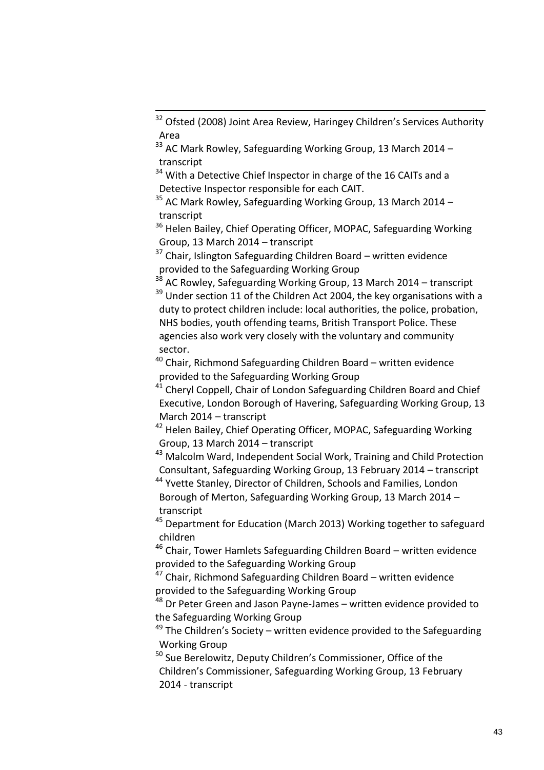---

[32] Ofsted (2008) Joint Area Review, Haringey Children's Services Authority Area

[33] AC Mark Rowley, Safeguarding Working Group, 13 March 2014 – transcript

[34] With a Detective Chief Inspector in charge of the 16 CAITs and a Detective Inspector responsible for each CAIT.

[35] AC Mark Rowley, Safeguarding Working Group, 13 March 2014 – transcript

[36] Helen Bailey, Chief Operating Officer, MOPAC, Safeguarding Working Group, 13 March 2014 – transcript

[37] Chair, Islington Safeguarding Children Board – written evidence provided to the Safeguarding Working Group

[38] AC Rowley, Safeguarding Working Group, 13 March 2014 – transcript

[39] Under section 11 of the Children Act 2004, the key organisations with a duty to protect children include: local authorities, the police, probation, NHS bodies, youth offending teams, British Transport Police. These agencies also work very closely with the voluntary and community sector.

[40] Chair, Richmond Safeguarding Children Board – written evidence provided to the Safeguarding Working Group

[41] Cheryl Coppell, Chair of London Safeguarding Children Board and Chief Executive, London Borough of Havering, Safeguarding Working Group, 13 March 2014 – transcript

[42] Helen Bailey, Chief Operating Officer, MOPAC, Safeguarding Working Group, 13 March 2014 – transcript

[43] Malcolm Ward, Independent Social Work, Training and Child Protection Consultant, Safeguarding Working Group, 13 February 2014 – transcript

[44] Yvette Stanley, Director of Children, Schools and Families, London Borough of Merton, Safeguarding Working Group, 13 March 2014 – transcript

[45] Department for Education (March 2013) Working together to safeguard children

[46] Chair, Tower Hamlets Safeguarding Children Board – written evidence provided to the Safeguarding Working Group

[47] Chair, Richmond Safeguarding Children Board – written evidence provided to the Safeguarding Working Group

[48] Dr Peter Green and Jason Payne-James – written evidence provided to the Safeguarding Working Group

[49] The Children's Society – written evidence provided to the Safeguarding Working Group

[50] Sue Berelowitz, Deputy Children's Commissioner, Office of the Children's Commissioner, Safeguarding Working Group, 13 February 2014 - transcript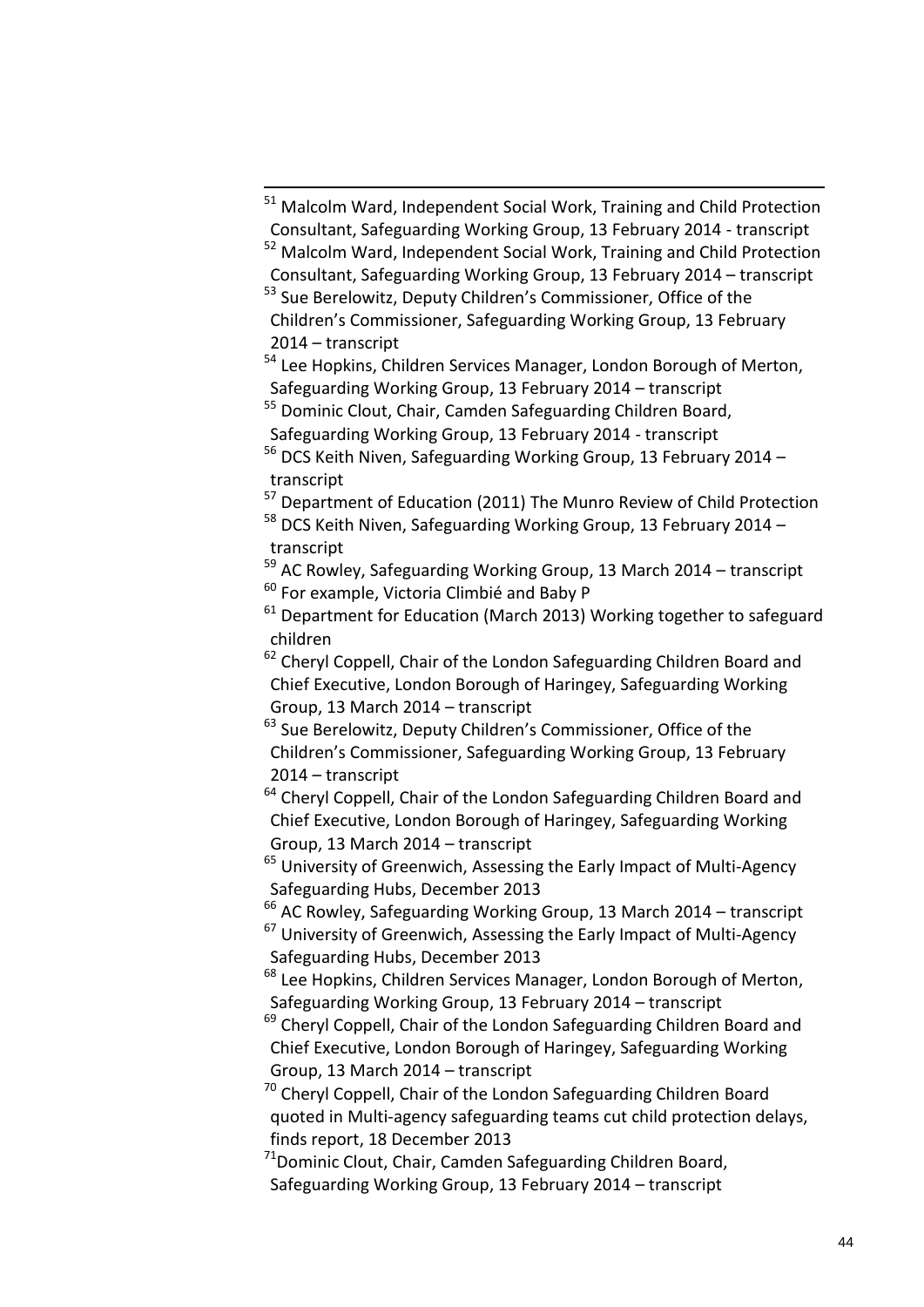[51] Malcolm Ward, Independent Social Work, Training and Child Protection Consultant, Safeguarding Working Group, 13 February 2014 - transcript

[52] Malcolm Ward, Independent Social Work, Training and Child Protection Consultant, Safeguarding Working Group, 13 February 2014 – transcript

[53] Sue Berelowitz, Deputy Children's Commissioner, Office of the Children's Commissioner, Safeguarding Working Group, 13 February 2014 – transcript

[54] Lee Hopkins, Children Services Manager, London Borough of Merton, Safeguarding Working Group, 13 February 2014 – transcript

[55] Dominic Clout, Chair, Camden Safeguarding Children Board, Safeguarding Working Group, 13 February 2014 - transcript

[56] DCS Keith Niven, Safeguarding Working Group, 13 February 2014 – transcript

[57] Department of Education (2011) The Munro Review of Child Protection

[58] DCS Keith Niven, Safeguarding Working Group, 13 February 2014 – transcript

[59] AC Rowley, Safeguarding Working Group, 13 March 2014 – transcript

[60] For example, Victoria Climbié and Baby P

[61] Department for Education (March 2013) Working together to safeguard children

[62] Cheryl Coppell, Chair of the London Safeguarding Children Board and Chief Executive, London Borough of Haringey, Safeguarding Working Group, 13 March 2014 – transcript

[63] Sue Berelowitz, Deputy Children's Commissioner, Office of the Children's Commissioner, Safeguarding Working Group, 13 February 2014 – transcript

[64] Cheryl Coppell, Chair of the London Safeguarding Children Board and Chief Executive, London Borough of Haringey, Safeguarding Working Group, 13 March 2014 – transcript

[65] University of Greenwich, Assessing the Early Impact of Multi-Agency Safeguarding Hubs, December 2013

[66] AC Rowley, Safeguarding Working Group, 13 March 2014 – transcript

[67] University of Greenwich, Assessing the Early Impact of Multi-Agency Safeguarding Hubs, December 2013

[68] Lee Hopkins, Children Services Manager, London Borough of Merton, Safeguarding Working Group, 13 February 2014 – transcript

[69] Cheryl Coppell, Chair of the London Safeguarding Children Board and Chief Executive, London Borough of Haringey, Safeguarding Working Group, 13 March 2014 – transcript

[70] Cheryl Coppell, Chair of the London Safeguarding Children Board quoted in Multi-agency safeguarding teams cut child protection delays, finds report, 18 December 2013

[71] Dominic Clout, Chair, Camden Safeguarding Children Board, Safeguarding Working Group, 13 February 2014 – transcript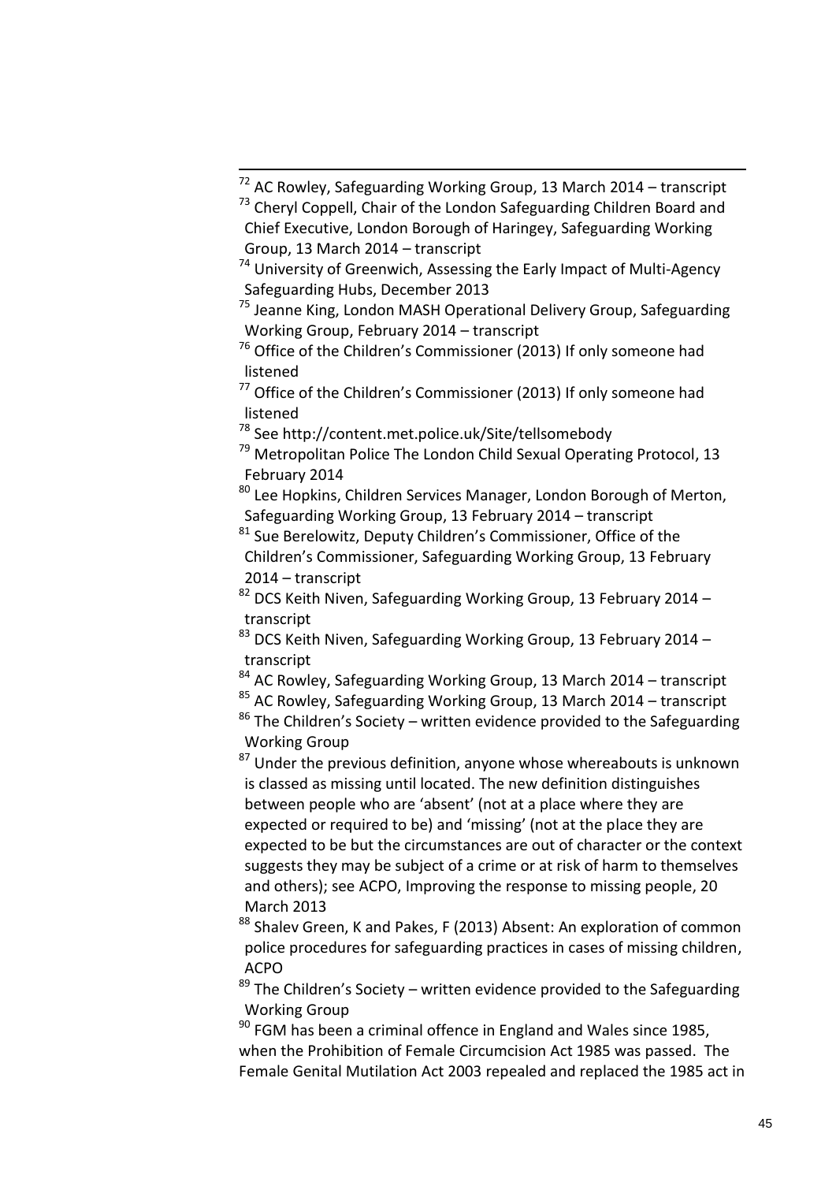[72] AC Rowley, Safeguarding Working Group, 13 March 2014 – transcript

[73] Cheryl Coppell, Chair of the London Safeguarding Children Board and Chief Executive, London Borough of Haringey, Safeguarding Working Group, 13 March 2014 – transcript

[74] University of Greenwich, Assessing the Early Impact of Multi-Agency Safeguarding Hubs, December 2013

[75] Jeanne King, London MASH Operational Delivery Group, Safeguarding Working Group, February 2014 – transcript

[76] Office of the Children's Commissioner (2013) If only someone had listened

[77] Office of the Children's Commissioner (2013) If only someone had listened

[78] See http://content.met.police.uk/Site/tellsomebody

[79] Metropolitan Police The London Child Sexual Operating Protocol, 13 February 2014

[80] Lee Hopkins, Children Services Manager, London Borough of Merton, Safeguarding Working Group, 13 February 2014 – transcript

[81] Sue Berelowitz, Deputy Children's Commissioner, Office of the Children's Commissioner, Safeguarding Working Group, 13 February 2014 – transcript

[82] DCS Keith Niven, Safeguarding Working Group, 13 February 2014 – transcript

[83] DCS Keith Niven, Safeguarding Working Group, 13 February 2014 – transcript

[84] AC Rowley, Safeguarding Working Group, 13 March 2014 – transcript

[85] AC Rowley, Safeguarding Working Group, 13 March 2014 – transcript

[86] The Children's Society – written evidence provided to the Safeguarding Working Group

[87] Under the previous definition, anyone whose whereabouts is unknown is classed as missing until located. The new definition distinguishes between people who are 'absent' (not at a place where they are expected or required to be) and 'missing' (not at the place they are expected to be but the circumstances are out of character or the context suggests they may be subject of a crime or at risk of harm to themselves and others); see ACPO, Improving the response to missing people, 20 March 2013

[88] Shalev Green, K and Pakes, F (2013) Absent: An exploration of common police procedures for safeguarding practices in cases of missing children, ACPO

[89] The Children's Society – written evidence provided to the Safeguarding Working Group

[90] FGM has been a criminal offence in England and Wales since 1985, when the Prohibition of Female Circumcision Act 1985 was passed. The Female Genital Mutilation Act 2003 repealed and replaced the 1985 act in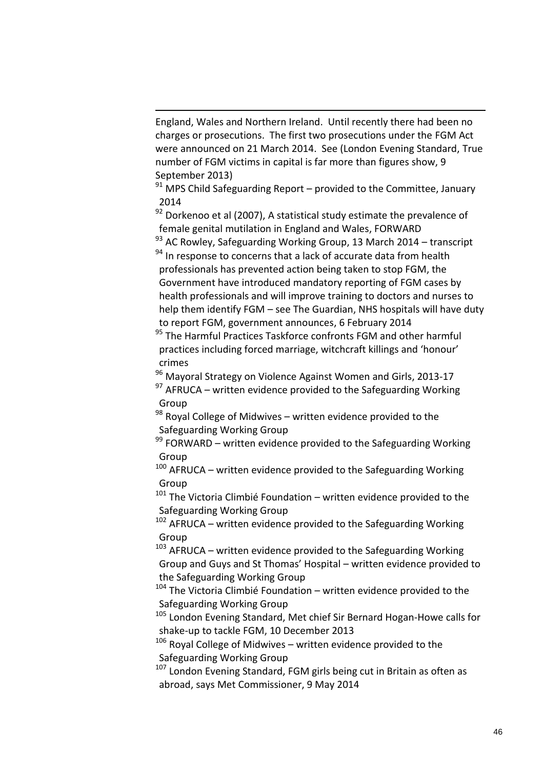England, Wales and Northern Ireland. Until recently there had been no charges or prosecutions. The first two prosecutions under the FGM Act were announced on 21 March 2014. See (London Evening Standard, True number of FGM victims in capital is far more than figures show, 9 September 2013)

[91] MPS Child Safeguarding Report – provided to the Committee, January 2014

[92] Dorkenoo et al (2007), A statistical study estimate the prevalence of female genital mutilation in England and Wales, FORWARD

[93] AC Rowley, Safeguarding Working Group, 13 March 2014 – transcript

[94] In response to concerns that a lack of accurate data from health professionals has prevented action being taken to stop FGM, the Government have introduced mandatory reporting of FGM cases by health professionals and will improve training to doctors and nurses to help them identify FGM – see The Guardian, NHS hospitals will have duty to report FGM, government announces, 6 February 2014

[95] The Harmful Practices Taskforce confronts FGM and other harmful practices including forced marriage, witchcraft killings and 'honour' crimes

[96] Mayoral Strategy on Violence Against Women and Girls, 2013-17

[97] AFRUCA – written evidence provided to the Safeguarding Working Group

[98] Royal College of Midwives – written evidence provided to the Safeguarding Working Group

[99] FORWARD – written evidence provided to the Safeguarding Working Group

[100] AFRUCA – written evidence provided to the Safeguarding Working Group

[101] The Victoria Climbié Foundation – written evidence provided to the Safeguarding Working Group

[102] AFRUCA – written evidence provided to the Safeguarding Working Group

[103] AFRUCA – written evidence provided to the Safeguarding Working Group and Guys and St Thomas' Hospital – written evidence provided to the Safeguarding Working Group

[104] The Victoria Climbié Foundation – written evidence provided to the Safeguarding Working Group

[105] London Evening Standard, Met chief Sir Bernard Hogan-Howe calls for shake-up to tackle FGM, 10 December 2013

[106] Royal College of Midwives – written evidence provided to the Safeguarding Working Group

[107] London Evening Standard, FGM girls being cut in Britain as often as abroad, says Met Commissioner, 9 May 2014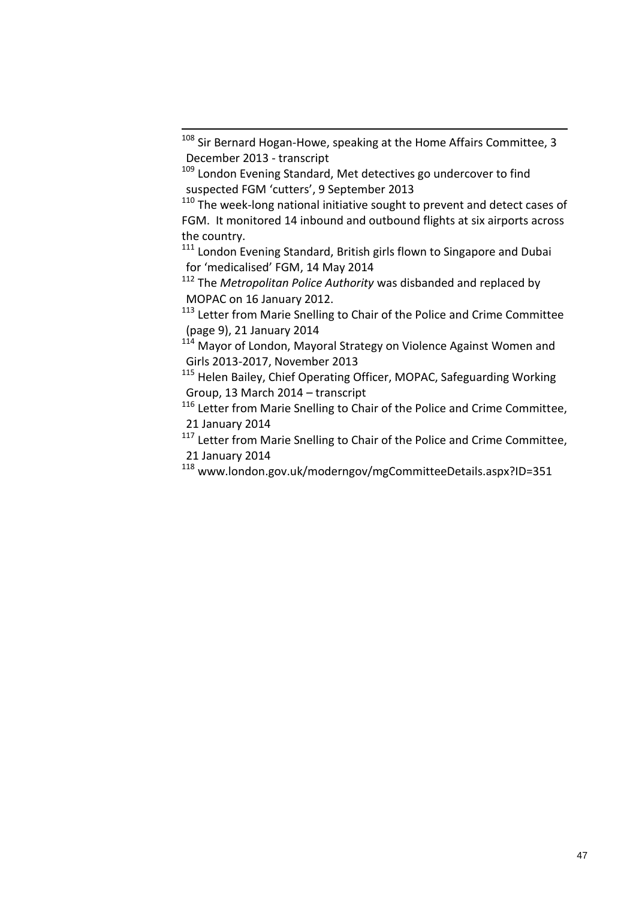[108] Sir Bernard Hogan-Howe, speaking at the Home Affairs Committee, 3 December 2013 - transcript

[109] London Evening Standard, Met detectives go undercover to find suspected FGM 'cutters', 9 September 2013

[110] The week-long national initiative sought to prevent and detect cases of FGM. It monitored 14 inbound and outbound flights at six airports across the country.

[111] London Evening Standard, British girls flown to Singapore and Dubai for 'medicalised' FGM, 14 May 2014

[112] The *Metropolitan Police Authority* was disbanded and replaced by MOPAC on 16 January 2012.

[113] Letter from Marie Snelling to Chair of the Police and Crime Committee (page 9), 21 January 2014

[114] Mayor of London, Mayoral Strategy on Violence Against Women and Girls 2013-2017, November 2013

[115] Helen Bailey, Chief Operating Officer, MOPAC, Safeguarding Working Group, 13 March 2014 – transcript

[116] Letter from Marie Snelling to Chair of the Police and Crime Committee, 21 January 2014

[117] Letter from Marie Snelling to Chair of the Police and Crime Committee, 21 January 2014

[118] www.london.gov.uk/moderngov/mgCommitteeDetails.aspx?ID=351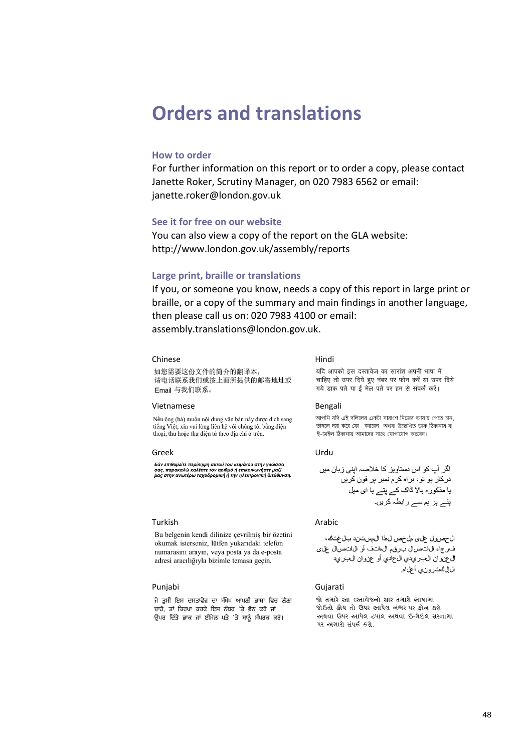# Orders and translations

## How to order

For further information on this report or to order a copy, please contact Janette Roker, Scrutiny Manager, on 020 7983 6562 or email: janette.roker@london.gov.uk

## See it for free on our website

You can also view a copy of the report on the GLA website: http://www.london.gov.uk/assembly/reports

## Large print, braille or translations

If you, or someone you know, needs a copy of this report in large print or braille, or a copy of the summary and main findings in another language, then please call us on: 020 7983 4100 or email: assembly.translations@london.gov.uk.

Chinese

如您需要这份文件的简介的翻译本，
请电话联系我们或按上面所提供的邮寄地址或 Email 与我们联系。

Vietnamese

Nếu ông (bà) muốn nội dung văn bản này được dịch sang tiếng Việt, xin vui lòng liên hệ với chúng tôi bằng điện thoại, thư hoặc thư điện tử theo địa chỉ ở trên.

Greek

*Εάν επιθυμείτε περίληψη αυτού του κειμένου στην γλώσσα σας, παρακαλώ καλέστε τον αριθμό ή επικοινωνήστε μαζί μας στην ανωτέρω ταχυδρομική ή την ηλεκτρονική διεύθυνση.*

Turkish

Bu belgenin kendi dilinize çevrilmiş bir özetini okumak isterseniz, lütfen yukarıdaki telefon numarasını arayın, veya posta ya da e-posta adresi aracılığıyla bizimle temasa geçin.

Punjabi

ਜੇ ਤੁਸੀਂ ਇਸ ਦਸਤਾਵੇਜ਼ ਦਾ ਸੰਖੇਪ ਆਪਣੀ ਭਾਸ਼ਾ ਵਿਚ ਲੈਣਾ ਚਾਹੋ, ਤਾਂ ਕਿਰਪਾ ਕਰਕੇ ਇਸ ਨੰਬਰ 'ਤੇ ਫ਼ੋਨ ਕਰੋ ਜਾਂ ਉਪਰ ਦਿੱਤੇ ਡਾਕ ਜਾਂ ਈਮੇਲ ਪਤੇ 'ਤੇ ਸਾਨੂੰ ਸੰਪਰਕ ਕਰੋ।

Hindi

यदि आपको इस दस्तावेज का सारांश अपनी भाषा में चाहिए तो उपर दिये हुए नंबर पर फोन करें या उपर दिये गये डाक पते या ई मेल पते पर हम से संपर्क करें।

Bengali

আপনি যদি এই দলিলের একটা সারাংশ নিজের ভাষায় পেতে চান, তাহলে দয়া করে ফো করবেন অথবা উল্লেখিত ডাক ঠিকানায় বা ই-মেইল ঠিকানায় আমাদের সাথে যোগাযোগ করবেন।

Urdu

اگر آپ کو اس دستاویز کا خلاصہ اپنی زبان میں
درکار ہو تو، براہ کرم نمبر پر فون کریں
یا مذکورہ بالا ڈاک کے پتے یا ای میل
پتے پر ہم سے رابطہ کریں۔

Arabic

الحصول على ملخص لهذا المستند بلغتك،
فرجاء الاتصال برقم الهاتف أو الاتصال على
العنوان البريدي العادي أو عنوان البريد
الإلكتروني أعلاه.

Gujarati

જો તમારે આ દસ્તાવેજનો સાર તમારી ભાષામાં જોઈતો હોય તો ઉપર આપેલ નંબર પર ફોન કરો અથવા ઉપર આપેલ ટપાલ અથવા ઈ-મેઈલ સરનામા પર અમારો સંપર્ક કરો.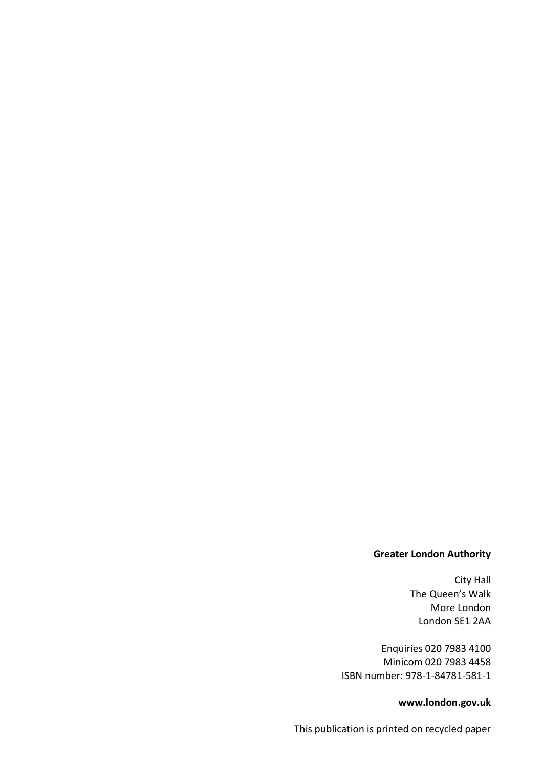**Greater London Authority**

City Hall
The Queen's Walk
More London
London SE1 2AA

Enquiries 020 7983 4100
Minicom 020 7983 4458
ISBN number: 978-1-84781-581-1

**www.london.gov.uk**

This publication is printed on recycled paper